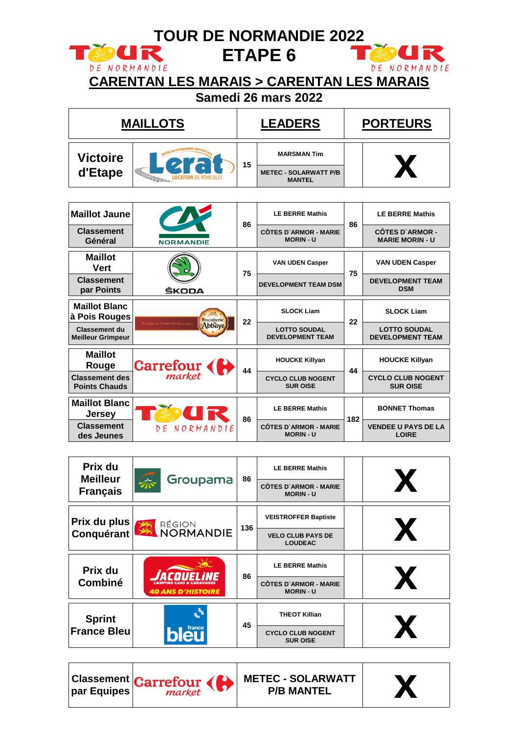# TOUR DE NORMANDIE 2022

# ETAPE 6

## CARENTAN LES MARAIS > CARENTAN LES MARAIS

**Samedi 26 mars 2022**

| MAILLOTS | | LEADERS | | PORTEURS | |
|---|---|---|---|---|---|
| Victoire d'Etape | Lerat | 15 | MARSMAN Tim<br>METEC - SOLARWATT P/B MANTEL | | X |
| Maillot Jaune<br>Classement Général | CA Normandie | 86 | LE BERRE Mathis<br>CÔTES D`ARMOR - MARIE MORIN - U | 86 | LE BERRE Mathis<br>CÔTES D`ARMOR - MARIE MORIN - U |
| Maillot Vert<br>Classement par Points | ŠKODA | 75 | VAN UDEN Casper<br>DEVELOPMENT TEAM DSM | 75 | VAN UDEN Casper<br>DEVELOPMENT TEAM DSM |
| Maillot Blanc à Pois Rouges<br>Classement du Meilleur Grimpeur | Biscuiterie l'Abbaye | 22 | SLOCK Liam<br>LOTTO SOUDAL DEVELOPMENT TEAM | 22 | SLOCK Liam<br>LOTTO SOUDAL DEVELOPMENT TEAM |
| Maillot Rouge<br>Classement des Points Chauds | Carrefour market | 44 | HOUCKE Killyan<br>CYCLO CLUB NOGENT SUR OISE | 44 | HOUCKE Killyan<br>CYCLO CLUB NOGENT SUR OISE |
| Maillot Blanc Jersey<br>Classement des Jeunes | Tour de Normandie | 86 | LE BERRE Mathis<br>CÔTES D`ARMOR - MARIE MORIN - U | 182 | BONNET Thomas<br>VENDEE U PAYS DE LA LOIRE |
| Prix du Meilleur Français | Groupama | 86 | LE BERRE Mathis<br>CÔTES D`ARMOR - MARIE MORIN - U | | X |
| Prix du plus Conquérant | Région Normandie | 136 | VEISTROFFER Baptiste<br>VELO CLUB PAYS DE LOUDEAC | | X |
| Prix du Combiné | Jacqueline Camping Cars & Caravanes 40 ans d'histoire | 86 | LE BERRE Mathis<br>CÔTES D`ARMOR - MARIE MORIN - U | | X |
| Sprint France Bleu | France Bleu | 45 | THEOT Killian<br>CYCLO CLUB NOGENT SUR OISE | | X |
| Classement par Equipes | Carrefour market | | METEC - SOLARWATT P/B MANTEL | | X |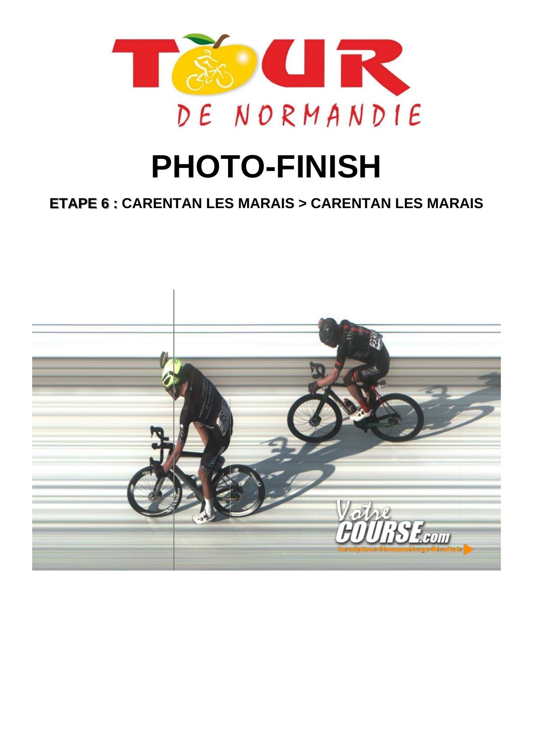# PHOTO-FINISH

**ETAPE 6 : CARENTAN LES MARAIS > CARENTAN LES MARAIS**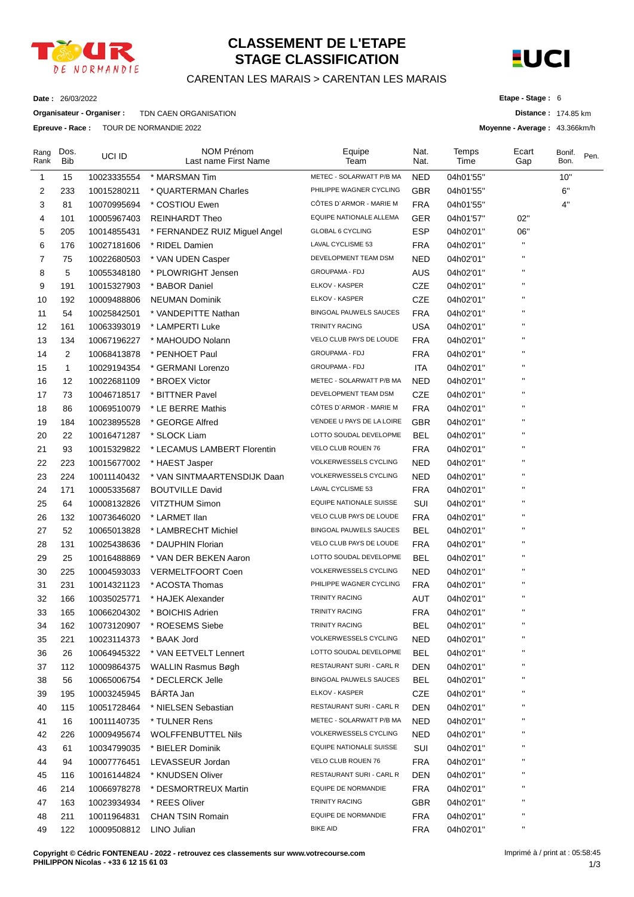# CLASSEMENT DE L'ETAPE
# STAGE CLASSIFICATION

CARENTAN LES MARAIS > CARENTAN LES MARAIS

**Date :** 26/03/2022

**Organisateur - Organiser :** TDN CAEN ORGANISATION

**Epreuve - Race :** TOUR DE NORMANDIE 2022

**Etape - Stage :** 6

**Distance :** 174.85 km

**Moyenne - Average :** 43.366km/h

| Rang Rank | Dos. Bib | UCI ID | NOM Prénom Last name First Name | Equipe Team | Nat. Nat. | Temps Time | Ecart Gap | Bonif. Bon. | Pen. |
|---|---|---|---|---|---|---|---|---|---|
| 1 | 15 | 10023335554 | * MARSMAN Tim | METEC - SOLARWATT P/B MA | NED | 04h01'55'' | | 10'' | |
| 2 | 233 | 10015280211 | * QUARTERMAN Charles | PHILIPPE WAGNER CYCLING | GBR | 04h01'55'' | | 6'' | |
| 3 | 81 | 10070995694 | * COSTIOU Ewen | CÔTES D`ARMOR - MARIE M | FRA | 04h01'55'' | | 4'' | |
| 4 | 101 | 10005967403 | REINHARDT Theo | EQUIPE NATIONALE ALLEMA | GER | 04h01'57'' | 02'' | | |
| 5 | 205 | 10014855431 | * FERNANDEZ RUIZ Miguel Angel | GLOBAL 6 CYCLING | ESP | 04h02'01'' | 06'' | | |
| 6 | 176 | 10027181606 | * RIDEL Damien | LAVAL CYCLISME 53 | FRA | 04h02'01'' | '' | | |
| 7 | 75 | 10022680503 | * VAN UDEN Casper | DEVELOPMENT TEAM DSM | NED | 04h02'01'' | '' | | |
| 8 | 5 | 10055348180 | * PLOWRIGHT Jensen | GROUPAMA - FDJ | AUS | 04h02'01'' | '' | | |
| 9 | 191 | 10015327903 | * BABOR Daniel | ELKOV - KASPER | CZE | 04h02'01'' | '' | | |
| 10 | 192 | 10009488806 | NEUMAN Dominik | ELKOV - KASPER | CZE | 04h02'01'' | '' | | |
| 11 | 54 | 10025842501 | * VANDEPITTE Nathan | BINGOAL PAUWELS SAUCES | FRA | 04h02'01'' | '' | | |
| 12 | 161 | 10063393019 | * LAMPERTI Luke | TRINITY RACING | USA | 04h02'01'' | '' | | |
| 13 | 134 | 10067196227 | * MAHOUDO Nolann | VELO CLUB PAYS DE LOUDE | FRA | 04h02'01'' | '' | | |
| 14 | 2 | 10068413878 | * PENHOET Paul | GROUPAMA - FDJ | FRA | 04h02'01'' | '' | | |
| 15 | 1 | 10029194354 | * GERMANI Lorenzo | GROUPAMA - FDJ | ITA | 04h02'01'' | '' | | |
| 16 | 12 | 10022681109 | * BROEX Victor | METEC - SOLARWATT P/B MA | NED | 04h02'01'' | '' | | |
| 17 | 73 | 10046718517 | * BITTNER Pavel | DEVELOPMENT TEAM DSM | CZE | 04h02'01'' | '' | | |
| 18 | 86 | 10069510079 | * LE BERRE Mathis | CÔTES D`ARMOR - MARIE M | FRA | 04h02'01'' | '' | | |
| 19 | 184 | 10023895528 | * GEORGE Alfred | VENDEE U PAYS DE LA LOIRE | GBR | 04h02'01'' | '' | | |
| 20 | 22 | 10016471287 | * SLOCK Liam | LOTTO SOUDAL DEVELOPME | BEL | 04h02'01'' | '' | | |
| 21 | 93 | 10015329822 | * LECAMUS LAMBERT Florentin | VELO CLUB ROUEN 76 | FRA | 04h02'01'' | '' | | |
| 22 | 223 | 10015677002 | * HAEST Jasper | VOLKERWESSELS CYCLING | NED | 04h02'01'' | '' | | |
| 23 | 224 | 10011140432 | * VAN SINTMAARTENSDIJK Daan | VOLKERWESSELS CYCLING | NED | 04h02'01'' | '' | | |
| 24 | 171 | 10005335687 | BOUTVILLE David | LAVAL CYCLISME 53 | FRA | 04h02'01'' | '' | | |
| 25 | 64 | 10008132826 | VITZTHUM Simon | EQUIPE NATIONALE SUISSE | SUI | 04h02'01'' | '' | | |
| 26 | 132 | 10073646020 | * LARMET Ilan | VELO CLUB PAYS DE LOUDE | FRA | 04h02'01'' | '' | | |
| 27 | 52 | 10065013828 | * LAMBRECHT Michiel | BINGOAL PAUWELS SAUCES | BEL | 04h02'01'' | '' | | |
| 28 | 131 | 10025438636 | * DAUPHIN Florian | VELO CLUB PAYS DE LOUDE | FRA | 04h02'01'' | '' | | |
| 29 | 25 | 10016488869 | * VAN DER BEKEN Aaron | LOTTO SOUDAL DEVELOPME | BEL | 04h02'01'' | '' | | |
| 30 | 225 | 10004593033 | VERMELTFOORT Coen | VOLKERWESSELS CYCLING | NED | 04h02'01'' | '' | | |
| 31 | 231 | 10014321123 | * ACOSTA Thomas | PHILIPPE WAGNER CYCLING | FRA | 04h02'01'' | '' | | |
| 32 | 166 | 10035025771 | * HAJEK Alexander | TRINITY RACING | AUT | 04h02'01'' | '' | | |
| 33 | 165 | 10066204302 | * BOICHIS Adrien | TRINITY RACING | FRA | 04h02'01'' | '' | | |
| 34 | 162 | 10073120907 | * ROESEMS Siebe | TRINITY RACING | BEL | 04h02'01'' | '' | | |
| 35 | 221 | 10023114373 | * BAAK Jord | VOLKERWESSELS CYCLING | NED | 04h02'01'' | '' | | |
| 36 | 26 | 10064945322 | * VAN EETVELT Lennert | LOTTO SOUDAL DEVELOPME | BEL | 04h02'01'' | '' | | |
| 37 | 112 | 10009864375 | WALLIN Rasmus Bøgh | RESTAURANT SURI - CARL R | DEN | 04h02'01'' | '' | | |
| 38 | 56 | 10065006754 | * DECLERCK Jelle | BINGOAL PAUWELS SAUCES | BEL | 04h02'01'' | '' | | |
| 39 | 195 | 10003245945 | BÁRTA Jan | ELKOV - KASPER | CZE | 04h02'01'' | '' | | |
| 40 | 115 | 10051728464 | * NIELSEN Sebastian | RESTAURANT SURI - CARL R | DEN | 04h02'01'' | '' | | |
| 41 | 16 | 10011140735 | * TULNER Rens | METEC - SOLARWATT P/B MA | NED | 04h02'01'' | '' | | |
| 42 | 226 | 10009495674 | WOLFFENBUTTEL Nils | VOLKERWESSELS CYCLING | NED | 04h02'01'' | '' | | |
| 43 | 61 | 10034799035 | * BIELER Dominik | EQUIPE NATIONALE SUISSE | SUI | 04h02'01'' | '' | | |
| 44 | 94 | 10007776451 | LEVASSEUR Jordan | VELO CLUB ROUEN 76 | FRA | 04h02'01'' | '' | | |
| 45 | 116 | 10016144824 | * KNUDSEN Oliver | RESTAURANT SURI - CARL R | DEN | 04h02'01'' | '' | | |
| 46 | 214 | 10066978278 | * DESMORTREUX Martin | EQUIPE DE NORMANDIE | FRA | 04h02'01'' | '' | | |
| 47 | 163 | 10023934934 | * REES Oliver | TRINITY RACING | GBR | 04h02'01'' | '' | | |
| 48 | 211 | 10011964831 | CHAN TSIN Romain | EQUIPE DE NORMANDIE | FRA | 04h02'01'' | '' | | |
| 49 | 122 | 10009508812 | LINO Julian | BIKE AID | FRA | 04h02'01'' | '' | | |

**Copyright © Cédric FONTENEAU - 2022 - retrouvez ces classements sur www.votrecourse.com**
**PHILIPPON Nicolas - +33 6 12 15 61 03**

Imprimé à / print at : 05:58:45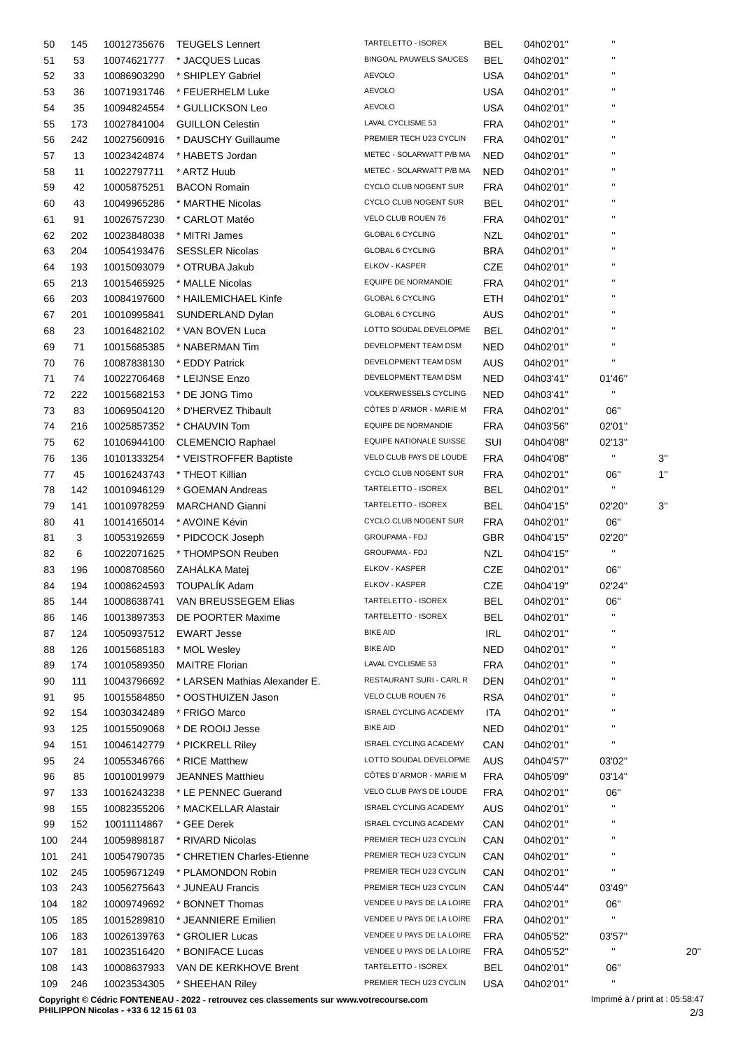| | | | | | | | | | |
|---|---|---|---|---|---|---|---|---|---|
| 50 | 145 | 10012735676 | TEUGELS Lennert | TARTELETTO - ISOREX | BEL | 04h02'01'' | '' | | |
| 51 | 53 | 10074621777 | * JACQUES Lucas | BINGOAL PAUWELS SAUCES | BEL | 04h02'01'' | '' | | |
| 52 | 33 | 10086903290 | * SHIPLEY Gabriel | AEVOLO | USA | 04h02'01'' | '' | | |
| 53 | 36 | 10071931746 | * FEUERHELM Luke | AEVOLO | USA | 04h02'01'' | '' | | |
| 54 | 35 | 10094824554 | * GULLICKSON Leo | AEVOLO | USA | 04h02'01'' | '' | | |
| 55 | 173 | 10027841004 | GUILLON Celestin | LAVAL CYCLISME 53 | FRA | 04h02'01'' | '' | | |
| 56 | 242 | 10027560916 | * DAUSCHY Guillaume | PREMIER TECH U23 CYCLIN | FRA | 04h02'01'' | '' | | |
| 57 | 13 | 10023424874 | * HABETS Jordan | METEC - SOLARWATT P/B MA | NED | 04h02'01'' | '' | | |
| 58 | 11 | 10022797711 | * ARTZ Huub | METEC - SOLARWATT P/B MA | NED | 04h02'01'' | '' | | |
| 59 | 42 | 10005875251 | BACON Romain | CYCLO CLUB NOGENT SUR | FRA | 04h02'01'' | '' | | |
| 60 | 43 | 10049965286 | * MARTHE Nicolas | CYCLO CLUB NOGENT SUR | BEL | 04h02'01'' | '' | | |
| 61 | 91 | 10026757230 | * CARLOT Matéo | VELO CLUB ROUEN 76 | FRA | 04h02'01'' | '' | | |
| 62 | 202 | 10023848038 | * MITRI James | GLOBAL 6 CYCLING | NZL | 04h02'01'' | '' | | |
| 63 | 204 | 10054193476 | SESSLER Nicolas | GLOBAL 6 CYCLING | BRA | 04h02'01'' | '' | | |
| 64 | 193 | 10015093079 | * OTRUBA Jakub | ELKOV - KASPER | CZE | 04h02'01'' | '' | | |
| 65 | 213 | 10015465925 | * MALLE Nicolas | EQUIPE DE NORMANDIE | FRA | 04h02'01'' | '' | | |
| 66 | 203 | 10084197600 | * HAILEMICHAEL Kinfe | GLOBAL 6 CYCLING | ETH | 04h02'01'' | '' | | |
| 67 | 201 | 10010995841 | SUNDERLAND Dylan | GLOBAL 6 CYCLING | AUS | 04h02'01'' | '' | | |
| 68 | 23 | 10016482102 | * VAN BOVEN Luca | LOTTO SOUDAL DEVELOPME | BEL | 04h02'01'' | '' | | |
| 69 | 71 | 10015685385 | * NABERMAN Tim | DEVELOPMENT TEAM DSM | NED | 04h02'01'' | '' | | |
| 70 | 76 | 10087838130 | * EDDY Patrick | DEVELOPMENT TEAM DSM | AUS | 04h02'01'' | '' | | |
| 71 | 74 | 10022706468 | * LEIJNSE Enzo | DEVELOPMENT TEAM DSM | NED | 04h03'41'' | 01'46'' | | |
| 72 | 222 | 10015682153 | * DE JONG Timo | VOLKERWESSELS CYCLING | NED | 04h03'41'' | '' | | |
| 73 | 83 | 10069504120 | * D'HERVEZ Thibault | CÔTES D`ARMOR - MARIE M | FRA | 04h02'01'' | 06'' | | |
| 74 | 216 | 10025857352 | * CHAUVIN Tom | EQUIPE DE NORMANDIE | FRA | 04h03'56'' | 02'01'' | | |
| 75 | 62 | 10106944100 | CLEMENCIO Raphael | EQUIPE NATIONALE SUISSE | SUI | 04h04'08'' | 02'13'' | | |
| 76 | 136 | 10101333254 | * VEISTROFFER Baptiste | VELO CLUB PAYS DE LOUDE | FRA | 04h04'08'' | '' | 3'' | |
| 77 | 45 | 10016243743 | * THEOT Killian | CYCLO CLUB NOGENT SUR | FRA | 04h02'01'' | 06'' | 1'' | |
| 78 | 142 | 10010946129 | * GOEMAN Andreas | TARTELETTO - ISOREX | BEL | 04h02'01'' | '' | | |
| 79 | 141 | 10010978259 | MARCHAND Gianni | TARTELETTO - ISOREX | BEL | 04h04'15'' | 02'20'' | 3'' | |
| 80 | 41 | 10014165014 | * AVOINE Kévin | CYCLO CLUB NOGENT SUR | FRA | 04h02'01'' | 06'' | | |
| 81 | 3 | 10053192659 | * PIDCOCK Joseph | GROUPAMA - FDJ | GBR | 04h04'15'' | 02'20'' | | |
| 82 | 6 | 10022071625 | * THOMPSON Reuben | GROUPAMA - FDJ | NZL | 04h04'15'' | '' | | |
| 83 | 196 | 10008708560 | ZAHÁLKA Matej | ELKOV - KASPER | CZE | 04h02'01'' | 06'' | | |
| 84 | 194 | 10008624593 | TOUPALÍK Adam | ELKOV - KASPER | CZE | 04h04'19'' | 02'24'' | | |
| 85 | 144 | 10008638741 | VAN BREUSSEGEM Elias | TARTELETTO - ISOREX | BEL | 04h02'01'' | 06'' | | |
| 86 | 146 | 10013897353 | DE POORTER Maxime | TARTELETTO - ISOREX | BEL | 04h02'01'' | '' | | |
| 87 | 124 | 10050937512 | EWART Jesse | BIKE AID | IRL | 04h02'01'' | '' | | |
| 88 | 126 | 10015685183 | * MOL Wesley | BIKE AID | NED | 04h02'01'' | '' | | |
| 89 | 174 | 10010589350 | MAITRE Florian | LAVAL CYCLISME 53 | FRA | 04h02'01'' | '' | | |
| 90 | 111 | 10043796692 | * LARSEN Mathias Alexander E. | RESTAURANT SURI - CARL R | DEN | 04h02'01'' | '' | | |
| 91 | 95 | 10015584850 | * OOSTHUIZEN Jason | VELO CLUB ROUEN 76 | RSA | 04h02'01'' | '' | | |
| 92 | 154 | 10030342489 | * FRIGO Marco | ISRAEL CYCLING ACADEMY | ITA | 04h02'01'' | '' | | |
| 93 | 125 | 10015509068 | * DE ROOIJ Jesse | BIKE AID | NED | 04h02'01'' | '' | | |
| 94 | 151 | 10046142779 | * PICKRELL Riley | ISRAEL CYCLING ACADEMY | CAN | 04h02'01'' | '' | | |
| 95 | 24 | 10055346766 | * RICE Matthew | LOTTO SOUDAL DEVELOPME | AUS | 04h04'57'' | 03'02'' | | |
| 96 | 85 | 10010019979 | JEANNES Matthieu | CÔTES D`ARMOR - MARIE M | FRA | 04h05'09'' | 03'14'' | | |
| 97 | 133 | 10016243238 | * LE PENNEC Guerand | VELO CLUB PAYS DE LOUDE | FRA | 04h02'01'' | 06'' | | |
| 98 | 155 | 10082355206 | * MACKELLAR Alastair | ISRAEL CYCLING ACADEMY | AUS | 04h02'01'' | '' | | |
| 99 | 152 | 10011114867 | * GEE Derek | ISRAEL CYCLING ACADEMY | CAN | 04h02'01'' | '' | | |
| 100 | 244 | 10059898187 | * RIVARD Nicolas | PREMIER TECH U23 CYCLIN | CAN | 04h02'01'' | '' | | |
| 101 | 241 | 10054790735 | * CHRETIEN Charles-Etienne | PREMIER TECH U23 CYCLIN | CAN | 04h02'01'' | '' | | |
| 102 | 245 | 10059671249 | * PLAMONDON Robin | PREMIER TECH U23 CYCLIN | CAN | 04h02'01'' | '' | | |
| 103 | 243 | 10056275643 | * JUNEAU Francis | PREMIER TECH U23 CYCLIN | CAN | 04h05'44'' | 03'49'' | | |
| 104 | 182 | 10009749692 | * BONNET Thomas | VENDEE U PAYS DE LA LOIRE | FRA | 04h02'01'' | 06'' | | |
| 105 | 185 | 10015289810 | * JEANNIERE Emilien | VENDEE U PAYS DE LA LOIRE | FRA | 04h02'01'' | '' | | |
| 106 | 183 | 10026139763 | * GROLIER Lucas | VENDEE U PAYS DE LA LOIRE | FRA | 04h05'52'' | 03'57'' | | |
| 107 | 181 | 10023516420 | * BONIFACE Lucas | VENDEE U PAYS DE LA LOIRE | FRA | 04h05'52'' | '' | | 20'' |
| 108 | 143 | 10008637933 | VAN DE KERKHOVE Brent | TARTELETTO - ISOREX | BEL | 04h02'01'' | 06'' | | |
| 109 | 246 | 10023534305 | * SHEEHAN Riley | PREMIER TECH U23 CYCLIN | USA | 04h02'01'' | '' | | |

**Copyright © Cédric FONTENEAU - 2022 - retrouvez ces classements sur www.votrecourse.com**
**PHILIPPON Nicolas - +33 6 12 15 61 03**

Imprimé à / print at : 05:58:47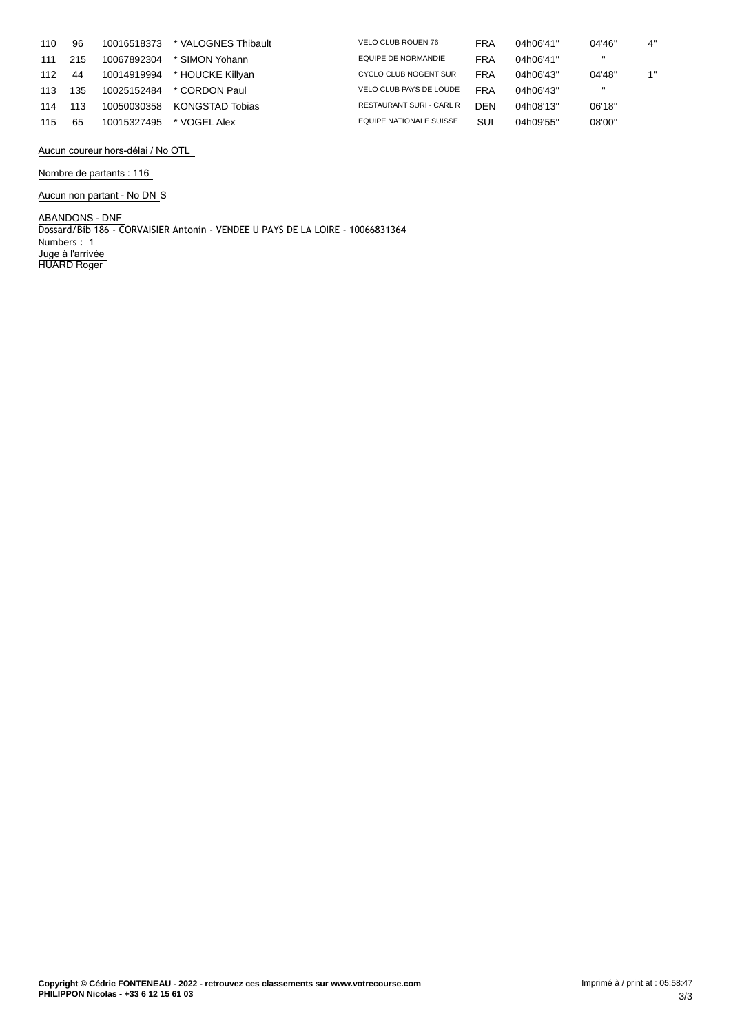| | | | | | | | | |
|---|---|---|---|---|---|---|---|---|
| 110 | 96 | 10016518373 | * VALOGNES Thibault | VELO CLUB ROUEN 76 | FRA | 04h06'41'' | 04'46'' | 4'' |
| 111 | 215 | 10067892304 | * SIMON Yohann | EQUIPE DE NORMANDIE | FRA | 04h06'41'' | '' | |
| 112 | 44 | 10014919994 | * HOUCKE Killyan | CYCLO CLUB NOGENT SUR | FRA | 04h06'43'' | 04'48'' | 1'' |
| 113 | 135 | 10025152484 | * CORDON Paul | VELO CLUB PAYS DE LOUDE | FRA | 04h06'43'' | '' | |
| 114 | 113 | 10050030358 | KONGSTAD Tobias | RESTAURANT SURI - CARL R | DEN | 04h08'13'' | 06'18'' | |
| 115 | 65 | 10015327495 | * VOGEL Alex | EQUIPE NATIONALE SUISSE | SUI | 04h09'55'' | 08'00'' | |

Aucun coureur hors-délai / No OTL

Nombre de partants : 116

Aucun non partant - No DNS

ABANDONS - DNF
Dossard/Bib 186 - CORVAISIER Antonin - VENDEE U PAYS DE LA LOIRE - 10066831364
Numbers : 1

Juge à l'arrivée
HUARD Roger

**Copyright © Cédric FONTENEAU - 2022 - retrouvez ces classements sur www.votrecourse.com**
**PHILIPPON Nicolas - +33 6 12 15 61 03**

Imprimé à / print at : 05:58:47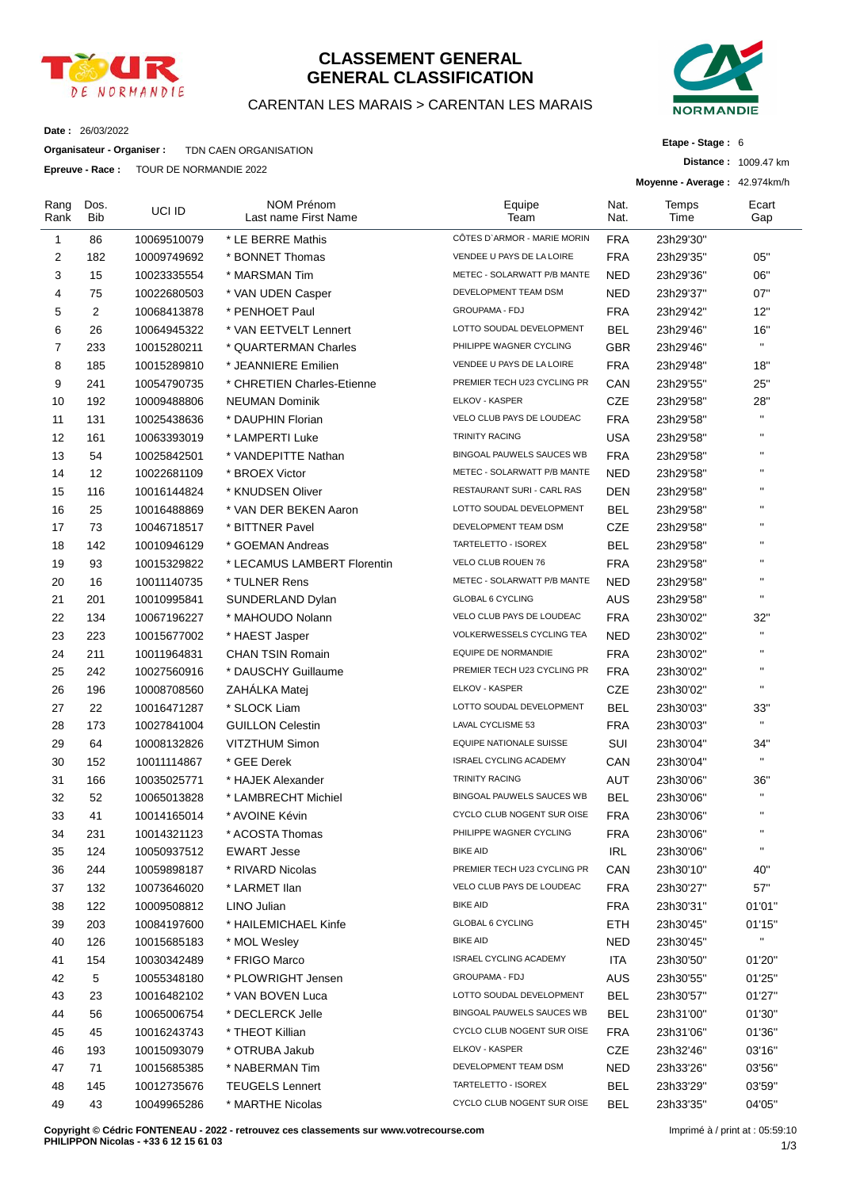# CLASSEMENT GENERAL
# GENERAL CLASSIFICATION

CARENTAN LES MARAIS > CARENTAN LES MARAIS

**Date :** 26/03/2022

**Organisateur - Organiser :** TDN CAEN ORGANISATION

**Epreuve - Race :** TOUR DE NORMANDIE 2022

**Etape - Stage :** 6

**Distance :** 1009.47 km

**Moyenne - Average :** 42.974km/h

| Rang Rank | Dos. Bib | UCI ID | NOM Prénom Last name First Name | Equipe Team | Nat. Nat. | Temps Time | Ecart Gap |
|---|---|---|---|---|---|---|---|
| 1 | 86 | 10069510079 | * LE BERRE Mathis | CÔTES D`ARMOR - MARIE MORIN | FRA | 23h29'30'' | |
| 2 | 182 | 10009749692 | * BONNET Thomas | VENDEE U PAYS DE LA LOIRE | FRA | 23h29'35'' | 05'' |
| 3 | 15 | 10023335554 | * MARSMAN Tim | METEC - SOLARWATT P/B MANTE | NED | 23h29'36'' | 06'' |
| 4 | 75 | 10022680503 | * VAN UDEN Casper | DEVELOPMENT TEAM DSM | NED | 23h29'37'' | 07'' |
| 5 | 2 | 10068413878 | * PENHOET Paul | GROUPAMA - FDJ | FRA | 23h29'42'' | 12'' |
| 6 | 26 | 10064945322 | * VAN EETVELT Lennert | LOTTO SOUDAL DEVELOPMENT | BEL | 23h29'46'' | 16'' |
| 7 | 233 | 10015280211 | * QUARTERMAN Charles | PHILIPPE WAGNER CYCLING | GBR | 23h29'46'' | '' |
| 8 | 185 | 10015289810 | * JEANNIERE Emilien | VENDEE U PAYS DE LA LOIRE | FRA | 23h29'48'' | 18'' |
| 9 | 241 | 10054790735 | * CHRETIEN Charles-Etienne | PREMIER TECH U23 CYCLING PR | CAN | 23h29'55'' | 25'' |
| 10 | 192 | 10009488806 | NEUMAN Dominik | ELKOV - KASPER | CZE | 23h29'58'' | 28'' |
| 11 | 131 | 10025438636 | * DAUPHIN Florian | VELO CLUB PAYS DE LOUDEAC | FRA | 23h29'58'' | '' |
| 12 | 161 | 10063393019 | * LAMPERTI Luke | TRINITY RACING | USA | 23h29'58'' | '' |
| 13 | 54 | 10025842501 | * VANDEPITTE Nathan | BINGOAL PAUWELS SAUCES WB | FRA | 23h29'58'' | '' |
| 14 | 12 | 10022681109 | * BROEX Victor | METEC - SOLARWATT P/B MANTE | NED | 23h29'58'' | '' |
| 15 | 116 | 10016144824 | * KNUDSEN Oliver | RESTAURANT SURI - CARL RAS | DEN | 23h29'58'' | '' |
| 16 | 25 | 10016488869 | * VAN DER BEKEN Aaron | LOTTO SOUDAL DEVELOPMENT | BEL | 23h29'58'' | '' |
| 17 | 73 | 10046718517 | * BITTNER Pavel | DEVELOPMENT TEAM DSM | CZE | 23h29'58'' | '' |
| 18 | 142 | 10010946129 | * GOEMAN Andreas | TARTELETTO - ISOREX | BEL | 23h29'58'' | '' |
| 19 | 93 | 10015329822 | * LECAMUS LAMBERT Florentin | VELO CLUB ROUEN 76 | FRA | 23h29'58'' | '' |
| 20 | 16 | 10011140735 | * TULNER Rens | METEC - SOLARWATT P/B MANTE | NED | 23h29'58'' | '' |
| 21 | 201 | 10010995841 | SUNDERLAND Dylan | GLOBAL 6 CYCLING | AUS | 23h29'58'' | '' |
| 22 | 134 | 10067196227 | * MAHOUDO Nolann | VELO CLUB PAYS DE LOUDEAC | FRA | 23h30'02'' | 32'' |
| 23 | 223 | 10015677002 | * HAEST Jasper | VOLKERWESSELS CYCLING TEA | NED | 23h30'02'' | '' |
| 24 | 211 | 10011964831 | CHAN TSIN Romain | EQUIPE DE NORMANDIE | FRA | 23h30'02'' | '' |
| 25 | 242 | 10027560916 | * DAUSCHY Guillaume | PREMIER TECH U23 CYCLING PR | FRA | 23h30'02'' | '' |
| 26 | 196 | 10008708560 | ZAHÁLKA Matej | ELKOV - KASPER | CZE | 23h30'02'' | '' |
| 27 | 22 | 10016471287 | * SLOCK Liam | LOTTO SOUDAL DEVELOPMENT | BEL | 23h30'03'' | 33'' |
| 28 | 173 | 10027841004 | GUILLON Celestin | LAVAL CYCLISME 53 | FRA | 23h30'03'' | '' |
| 29 | 64 | 10008132826 | VITZTHUM Simon | EQUIPE NATIONALE SUISSE | SUI | 23h30'04'' | 34'' |
| 30 | 152 | 10011114867 | * GEE Derek | ISRAEL CYCLING ACADEMY | CAN | 23h30'04'' | '' |
| 31 | 166 | 10035025771 | * HAJEK Alexander | TRINITY RACING | AUT | 23h30'06'' | 36'' |
| 32 | 52 | 10065013828 | * LAMBRECHT Michiel | BINGOAL PAUWELS SAUCES WB | BEL | 23h30'06'' | '' |
| 33 | 41 | 10014165014 | * AVOINE Kévin | CYCLO CLUB NOGENT SUR OISE | FRA | 23h30'06'' | '' |
| 34 | 231 | 10014321123 | * ACOSTA Thomas | PHILIPPE WAGNER CYCLING | FRA | 23h30'06'' | '' |
| 35 | 124 | 10050937512 | EWART Jesse | BIKE AID | IRL | 23h30'06'' | '' |
| 36 | 244 | 10059898187 | * RIVARD Nicolas | PREMIER TECH U23 CYCLING PR | CAN | 23h30'10'' | 40'' |
| 37 | 132 | 10073646020 | * LARMET Ilan | VELO CLUB PAYS DE LOUDEAC | FRA | 23h30'27'' | 57'' |
| 38 | 122 | 10009508812 | LINO Julian | BIKE AID | FRA | 23h30'31'' | 01'01'' |
| 39 | 203 | 10084197600 | * HAILEMICHAEL Kinfe | GLOBAL 6 CYCLING | ETH | 23h30'45'' | 01'15'' |
| 40 | 126 | 10015685183 | * MOL Wesley | BIKE AID | NED | 23h30'45'' | '' |
| 41 | 154 | 10030342489 | * FRIGO Marco | ISRAEL CYCLING ACADEMY | ITA | 23h30'50'' | 01'20'' |
| 42 | 5 | 10055348180 | * PLOWRIGHT Jensen | GROUPAMA - FDJ | AUS | 23h30'55'' | 01'25'' |
| 43 | 23 | 10016482102 | * VAN BOVEN Luca | LOTTO SOUDAL DEVELOPMENT | BEL | 23h30'57'' | 01'27'' |
| 44 | 56 | 10065006754 | * DECLERCK Jelle | BINGOAL PAUWELS SAUCES WB | BEL | 23h31'00'' | 01'30'' |
| 45 | 45 | 10016243743 | * THEOT Killian | CYCLO CLUB NOGENT SUR OISE | FRA | 23h31'06'' | 01'36'' |
| 46 | 193 | 10015093079 | * OTRUBA Jakub | ELKOV - KASPER | CZE | 23h32'46'' | 03'16'' |
| 47 | 71 | 10015685385 | * NABERMAN Tim | DEVELOPMENT TEAM DSM | NED | 23h33'26'' | 03'56'' |
| 48 | 145 | 10012735676 | TEUGELS Lennert | TARTELETTO - ISOREX | BEL | 23h33'29'' | 03'59'' |
| 49 | 43 | 10049965286 | * MARTHE Nicolas | CYCLO CLUB NOGENT SUR OISE | BEL | 23h33'35'' | 04'05'' |

**Copyright © Cédric FONTENEAU - 2022 - retrouvez ces classements sur www.votrecourse.com**
**PHILIPPON Nicolas - +33 6 12 15 61 03**

Imprimé à / print at : 05:59:10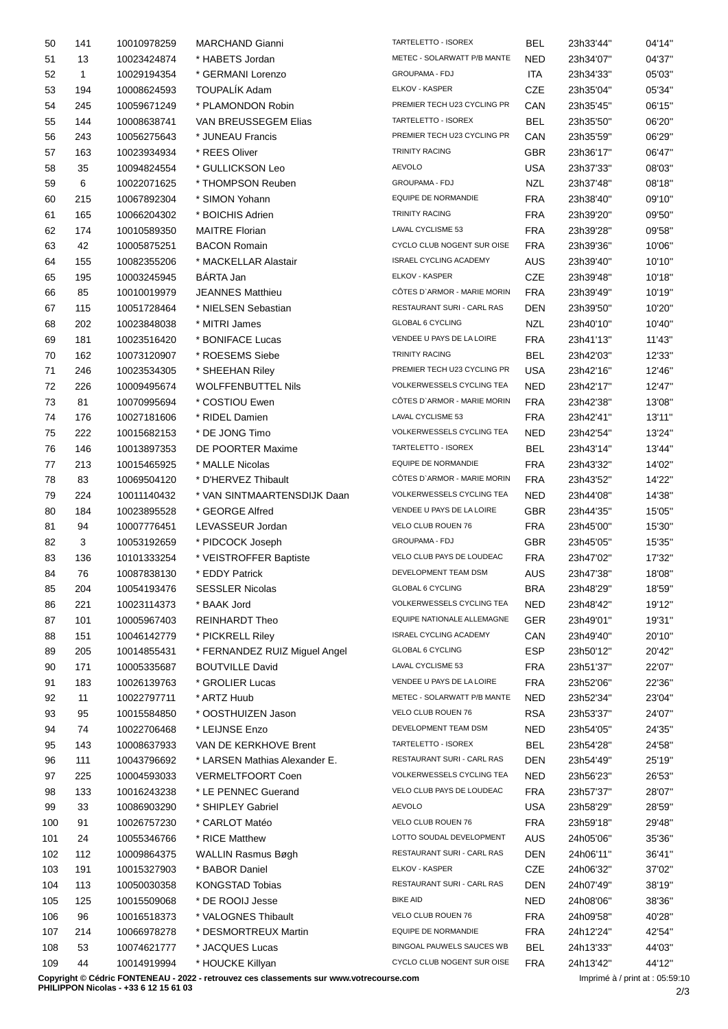| | | | | | | | |
|---|---|---|---|---|---|---|---|
| 50 | 141 | 10010978259 | MARCHAND Gianni | TARTELETTO - ISOREX | BEL | 23h33'44'' | 04'14'' |
| 51 | 13 | 10023424874 | * HABETS Jordan | METEC - SOLARWATT P/B MANTE | NED | 23h34'07'' | 04'37'' |
| 52 | 1 | 10029194354 | * GERMANI Lorenzo | GROUPAMA - FDJ | ITA | 23h34'33'' | 05'03'' |
| 53 | 194 | 10008624593 | TOUPALÍK Adam | ELKOV - KASPER | CZE | 23h35'04'' | 05'34'' |
| 54 | 245 | 10059671249 | * PLAMONDON Robin | PREMIER TECH U23 CYCLING PR | CAN | 23h35'45'' | 06'15'' |
| 55 | 144 | 10008638741 | VAN BREUSSEGEM Elias | TARTELETTO - ISOREX | BEL | 23h35'50'' | 06'20'' |
| 56 | 243 | 10056275643 | * JUNEAU Francis | PREMIER TECH U23 CYCLING PR | CAN | 23h35'59'' | 06'29'' |
| 57 | 163 | 10023934934 | * REES Oliver | TRINITY RACING | GBR | 23h36'17'' | 06'47'' |
| 58 | 35 | 10094824554 | * GULLICKSON Leo | AEVOLO | USA | 23h37'33'' | 08'03'' |
| 59 | 6 | 10022071625 | * THOMPSON Reuben | GROUPAMA - FDJ | NZL | 23h37'48'' | 08'18'' |
| 60 | 215 | 10067892304 | * SIMON Yohann | EQUIPE DE NORMANDIE | FRA | 23h38'40'' | 09'10'' |
| 61 | 165 | 10066204302 | * BOICHIS Adrien | TRINITY RACING | FRA | 23h39'20'' | 09'50'' |
| 62 | 174 | 10010589350 | MAITRE Florian | LAVAL CYCLISME 53 | FRA | 23h39'28'' | 09'58'' |
| 63 | 42 | 10005875251 | BACON Romain | CYCLO CLUB NOGENT SUR OISE | FRA | 23h39'36'' | 10'06'' |
| 64 | 155 | 10082355206 | * MACKELLAR Alastair | ISRAEL CYCLING ACADEMY | AUS | 23h39'40'' | 10'10'' |
| 65 | 195 | 10003245945 | BÁRTA Jan | ELKOV - KASPER | CZE | 23h39'48'' | 10'18'' |
| 66 | 85 | 10010019979 | JEANNES Matthieu | CÔTES D`ARMOR - MARIE MORIN | FRA | 23h39'49'' | 10'19'' |
| 67 | 115 | 10051728464 | * NIELSEN Sebastian | RESTAURANT SURI - CARL RAS | DEN | 23h39'50'' | 10'20'' |
| 68 | 202 | 10023848038 | * MITRI James | GLOBAL 6 CYCLING | NZL | 23h40'10'' | 10'40'' |
| 69 | 181 | 10023516420 | * BONIFACE Lucas | VENDEE U PAYS DE LA LOIRE | FRA | 23h41'13'' | 11'43'' |
| 70 | 162 | 10073120907 | * ROESEMS Siebe | TRINITY RACING | BEL | 23h42'03'' | 12'33'' |
| 71 | 246 | 10023534305 | * SHEEHAN Riley | PREMIER TECH U23 CYCLING PR | USA | 23h42'16'' | 12'46'' |
| 72 | 226 | 10009495674 | WOLFFENBUTTEL Nils | VOLKERWESSELS CYCLING TEA | NED | 23h42'17'' | 12'47'' |
| 73 | 81 | 10070995694 | * COSTIOU Ewen | CÔTES D`ARMOR - MARIE MORIN | FRA | 23h42'38'' | 13'08'' |
| 74 | 176 | 10027181606 | * RIDEL Damien | LAVAL CYCLISME 53 | FRA | 23h42'41'' | 13'11'' |
| 75 | 222 | 10015682153 | * DE JONG Timo | VOLKERWESSELS CYCLING TEA | NED | 23h42'54'' | 13'24'' |
| 76 | 146 | 10013897353 | DE POORTER Maxime | TARTELETTO - ISOREX | BEL | 23h43'14'' | 13'44'' |
| 77 | 213 | 10015465925 | * MALLE Nicolas | EQUIPE DE NORMANDIE | FRA | 23h43'32'' | 14'02'' |
| 78 | 83 | 10069504120 | * D'HERVEZ Thibault | CÔTES D`ARMOR - MARIE MORIN | FRA | 23h43'52'' | 14'22'' |
| 79 | 224 | 10011140432 | * VAN SINTMAARTENSDIJK Daan | VOLKERWESSELS CYCLING TEA | NED | 23h44'08'' | 14'38'' |
| 80 | 184 | 10023895528 | * GEORGE Alfred | VENDEE U PAYS DE LA LOIRE | GBR | 23h44'35'' | 15'05'' |
| 81 | 94 | 10007776451 | LEVASSEUR Jordan | VELO CLUB ROUEN 76 | FRA | 23h45'00'' | 15'30'' |
| 82 | 3 | 10053192659 | * PIDCOCK Joseph | GROUPAMA - FDJ | GBR | 23h45'05'' | 15'35'' |
| 83 | 136 | 10101333254 | * VEISTROFFER Baptiste | VELO CLUB PAYS DE LOUDEAC | FRA | 23h47'02'' | 17'32'' |
| 84 | 76 | 10087838130 | * EDDY Patrick | DEVELOPMENT TEAM DSM | AUS | 23h47'38'' | 18'08'' |
| 85 | 204 | 10054193476 | SESSLER Nicolas | GLOBAL 6 CYCLING | BRA | 23h48'29'' | 18'59'' |
| 86 | 221 | 10023114373 | * BAAK Jord | VOLKERWESSELS CYCLING TEA | NED | 23h48'42'' | 19'12'' |
| 87 | 101 | 10005967403 | REINHARDT Theo | EQUIPE NATIONALE ALLEMAGNE | GER | 23h49'01'' | 19'31'' |
| 88 | 151 | 10046142779 | * PICKRELL Riley | ISRAEL CYCLING ACADEMY | CAN | 23h49'40'' | 20'10'' |
| 89 | 205 | 10014855431 | * FERNANDEZ RUIZ Miguel Angel | GLOBAL 6 CYCLING | ESP | 23h50'12'' | 20'42'' |
| 90 | 171 | 10005335687 | BOUTVILLE David | LAVAL CYCLISME 53 | FRA | 23h51'37'' | 22'07'' |
| 91 | 183 | 10026139763 | * GROLIER Lucas | VENDEE U PAYS DE LA LOIRE | FRA | 23h52'06'' | 22'36'' |
| 92 | 11 | 10022797711 | * ARTZ Huub | METEC - SOLARWATT P/B MANTE | NED | 23h52'34'' | 23'04'' |
| 93 | 95 | 10015584850 | * OOSTHUIZEN Jason | VELO CLUB ROUEN 76 | RSA | 23h53'37'' | 24'07'' |
| 94 | 74 | 10022706468 | * LEIJNSE Enzo | DEVELOPMENT TEAM DSM | NED | 23h54'05'' | 24'35'' |
| 95 | 143 | 10008637933 | VAN DE KERKHOVE Brent | TARTELETTO - ISOREX | BEL | 23h54'28'' | 24'58'' |
| 96 | 111 | 10043796692 | * LARSEN Mathias Alexander E. | RESTAURANT SURI - CARL RAS | DEN | 23h54'49'' | 25'19'' |
| 97 | 225 | 10004593033 | VERMELTFOORT Coen | VOLKERWESSELS CYCLING TEA | NED | 23h56'23'' | 26'53'' |
| 98 | 133 | 10016243238 | * LE PENNEC Guerand | VELO CLUB PAYS DE LOUDEAC | FRA | 23h57'37'' | 28'07'' |
| 99 | 33 | 10086903290 | * SHIPLEY Gabriel | AEVOLO | USA | 23h58'29'' | 28'59'' |
| 100 | 91 | 10026757230 | * CARLOT Matéo | VELO CLUB ROUEN 76 | FRA | 23h59'18'' | 29'48'' |
| 101 | 24 | 10055346766 | * RICE Matthew | LOTTO SOUDAL DEVELOPMENT | AUS | 24h05'06'' | 35'36'' |
| 102 | 112 | 10009864375 | WALLIN Rasmus Bøgh | RESTAURANT SURI - CARL RAS | DEN | 24h06'11'' | 36'41'' |
| 103 | 191 | 10015327903 | * BABOR Daniel | ELKOV - KASPER | CZE | 24h06'32'' | 37'02'' |
| 104 | 113 | 10050030358 | KONGSTAD Tobias | RESTAURANT SURI - CARL RAS | DEN | 24h07'49'' | 38'19'' |
| 105 | 125 | 10015509068 | * DE ROOIJ Jesse | BIKE AID | NED | 24h08'06'' | 38'36'' |
| 106 | 96 | 10016518373 | * VALOGNES Thibault | VELO CLUB ROUEN 76 | FRA | 24h09'58'' | 40'28'' |
| 107 | 214 | 10066978278 | * DESMORTREUX Martin | EQUIPE DE NORMANDIE | FRA | 24h12'24'' | 42'54'' |
| 108 | 53 | 10074621777 | * JACQUES Lucas | BINGOAL PAUWELS SAUCES WB | BEL | 24h13'33'' | 44'03'' |
| 109 | 44 | 10014919994 | * HOUCKE Killyan | CYCLO CLUB NOGENT SUR OISE | FRA | 24h13'42'' | 44'12'' |

**Copyright © Cédric FONTENEAU - 2022 - retrouvez ces classements sur www.votrecourse.com**
**PHILIPPON Nicolas - +33 6 12 15 61 03**

Imprimé à / print at : 05:59:10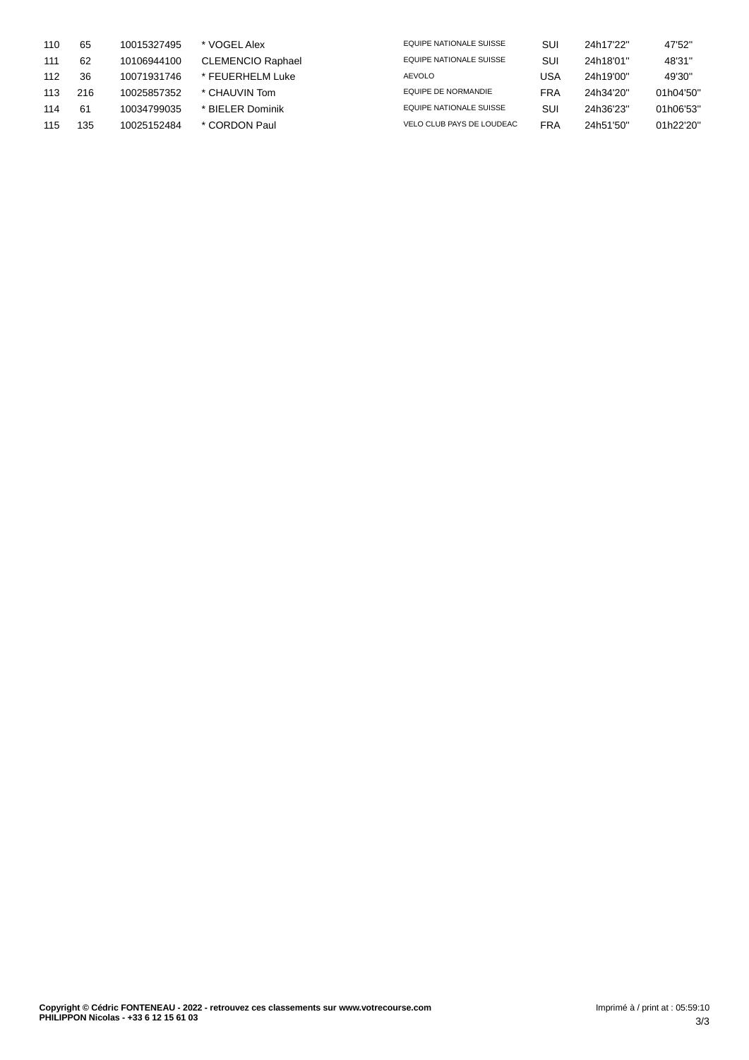| | | | | | | | |
|---|---|---|---|---|---|---|---|
| 110 | 65 | 10015327495 | * VOGEL Alex | EQUIPE NATIONALE SUISSE | SUI | 24h17'22'' | 47'52'' |
| 111 | 62 | 10106944100 | CLEMENCIO Raphael | EQUIPE NATIONALE SUISSE | SUI | 24h18'01'' | 48'31'' |
| 112 | 36 | 10071931746 | * FEUERHELM Luke | AEVOLO | USA | 24h19'00'' | 49'30'' |
| 113 | 216 | 10025857352 | * CHAUVIN Tom | EQUIPE DE NORMANDIE | FRA | 24h34'20'' | 01h04'50'' |
| 114 | 61 | 10034799035 | * BIELER Dominik | EQUIPE NATIONALE SUISSE | SUI | 24h36'23'' | 01h06'53'' |
| 115 | 135 | 10025152484 | * CORDON Paul | VELO CLUB PAYS DE LOUDEAC | FRA | 24h51'50'' | 01h22'20'' |

**Copyright © Cédric FONTENEAU - 2022 - retrouvez ces classements sur www.votrecourse.com**
**PHILIPPON Nicolas - +33 6 12 15 61 03**

Imprimé à / print at : 05:59:10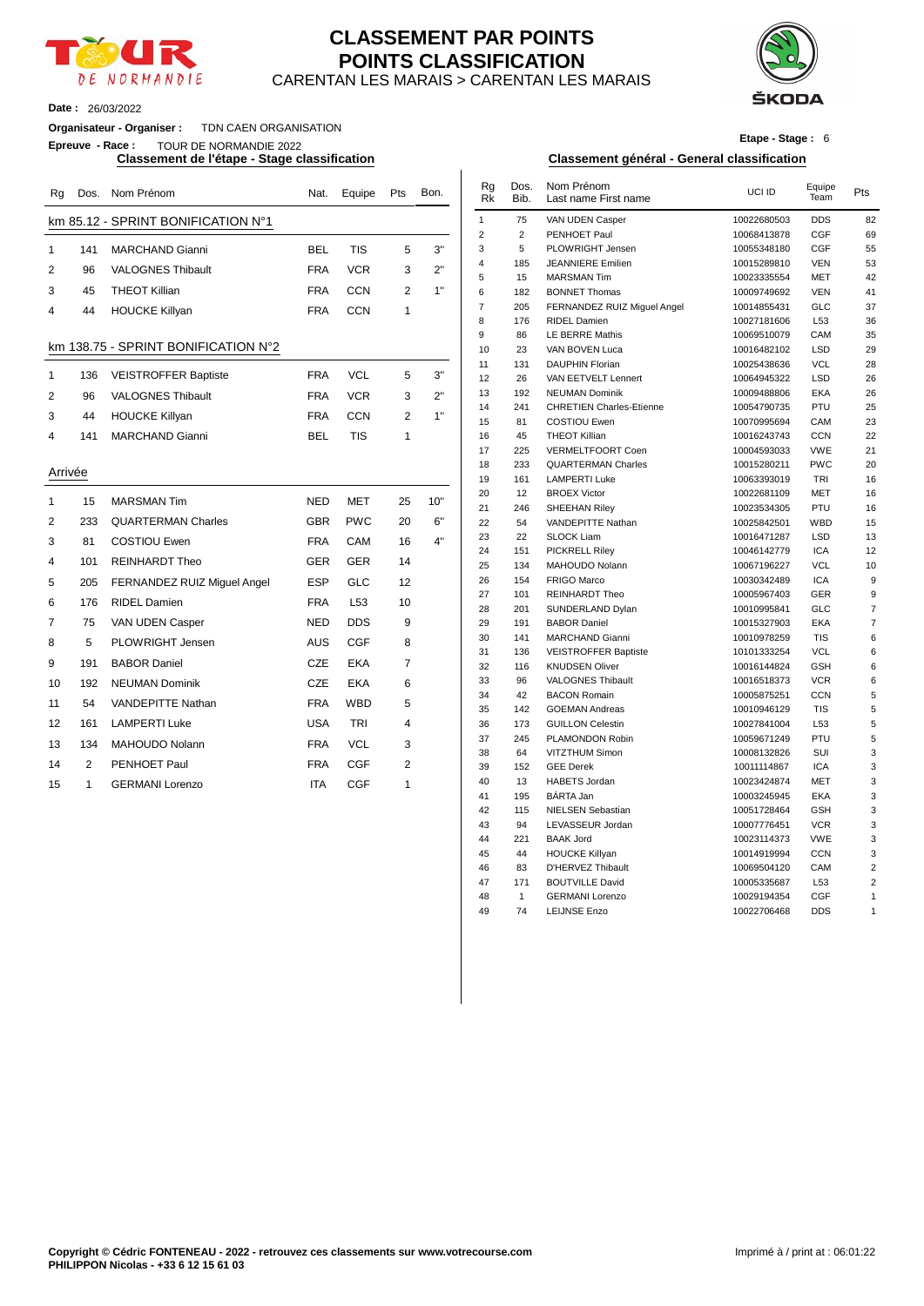# CLASSEMENT PAR POINTS
# POINTS CLASSIFICATION

CARENTAN LES MARAIS > CARENTAN LES MARAIS

**Date :** 26/03/2022

**Organisateur - Organiser :** TDN CAEN ORGANISATION

**Epreuve - Race :** TOUR DE NORMANDIE 2022

**Etape - Stage :** 6

## Classement de l'étape - Stage classification

### km 85.12 - SPRINT BONIFICATION N°1

| Rg | Dos. | Nom Prénom | Nat. | Equipe | Pts | Bon. |
|---|---|---|---|---|---|---|
| 1 | 141 | MARCHAND Gianni | BEL | TIS | 5 | 3'' |
| 2 | 96 | VALOGNES Thibault | FRA | VCR | 3 | 2'' |
| 3 | 45 | THEOT Killian | FRA | CCN | 2 | 1'' |
| 4 | 44 | HOUCKE Killyan | FRA | CCN | 1 | |

### km 138.75 - SPRINT BONIFICATION N°2

| Rg | Dos. | Nom Prénom | Nat. | Equipe | Pts | Bon. |
|---|---|---|---|---|---|---|
| 1 | 136 | VEISTROFFER Baptiste | FRA | VCL | 5 | 3'' |
| 2 | 96 | VALOGNES Thibault | FRA | VCR | 3 | 2'' |
| 3 | 44 | HOUCKE Killyan | FRA | CCN | 2 | 1'' |
| 4 | 141 | MARCHAND Gianni | BEL | TIS | 1 | |

### Arrivée

| Rg | Dos. | Nom Prénom | Nat. | Equipe | Pts | Bon. |
|---|---|---|---|---|---|---|
| 1 | 15 | MARSMAN Tim | NED | MET | 25 | 10'' |
| 2 | 233 | QUARTERMAN Charles | GBR | PWC | 20 | 6'' |
| 3 | 81 | COSTIOU Ewen | FRA | CAM | 16 | 4'' |
| 4 | 101 | REINHARDT Theo | GER | GER | 14 | |
| 5 | 205 | FERNANDEZ RUIZ Miguel Angel | ESP | GLC | 12 | |
| 6 | 176 | RIDEL Damien | FRA | L53 | 10 | |
| 7 | 75 | VAN UDEN Casper | NED | DDS | 9 | |
| 8 | 5 | PLOWRIGHT Jensen | AUS | CGF | 8 | |
| 9 | 191 | BABOR Daniel | CZE | EKA | 7 | |
| 10 | 192 | NEUMAN Dominik | CZE | EKA | 6 | |
| 11 | 54 | VANDEPITTE Nathan | FRA | WBD | 5 | |
| 12 | 161 | LAMPERTI Luke | USA | TRI | 4 | |
| 13 | 134 | MAHOUDO Nolann | FRA | VCL | 3 | |
| 14 | 2 | PENHOET Paul | FRA | CGF | 2 | |
| 15 | 1 | GERMANI Lorenzo | ITA | CGF | 1 | |

## Classement général - General classification

| Rg Rk | Dos. Bib. | Nom Prénom Last name First name | UCI ID | Equipe Team | Pts |
|---|---|---|---|---|---|
| 1 | 75 | VAN UDEN Casper | 10022680503 | DDS | 82 |
| 2 | 2 | PENHOET Paul | 10068413878 | CGF | 69 |
| 3 | 5 | PLOWRIGHT Jensen | 10055348180 | CGF | 55 |
| 4 | 185 | JEANNIERE Emilien | 10015289810 | VEN | 53 |
| 5 | 15 | MARSMAN Tim | 10023335554 | MET | 42 |
| 6 | 182 | BONNET Thomas | 10009749692 | VEN | 41 |
| 7 | 205 | FERNANDEZ RUIZ Miguel Angel | 10014855431 | GLC | 37 |
| 8 | 176 | RIDEL Damien | 10027181606 | L53 | 36 |
| 9 | 86 | LE BERRE Mathis | 10069510079 | CAM | 35 |
| 10 | 23 | VAN BOVEN Luca | 10016482102 | LSD | 29 |
| 11 | 131 | DAUPHIN Florian | 10025438636 | VCL | 28 |
| 12 | 26 | VAN EETVELT Lennert | 10064945322 | LSD | 26 |
| 13 | 192 | NEUMAN Dominik | 10009488806 | EKA | 26 |
| 14 | 241 | CHRETIEN Charles-Etienne | 10054790735 | PTU | 25 |
| 15 | 81 | COSTIOU Ewen | 10070995694 | CAM | 23 |
| 16 | 45 | THEOT Killian | 10016243743 | CCN | 22 |
| 17 | 225 | VERMELTFOORT Coen | 10004593033 | VWE | 21 |
| 18 | 233 | QUARTERMAN Charles | 10015280211 | PWC | 20 |
| 19 | 161 | LAMPERTI Luke | 10063393019 | TRI | 16 |
| 20 | 12 | BROEX Victor | 10022681109 | MET | 16 |
| 21 | 246 | SHEEHAN Riley | 10023534305 | PTU | 16 |
| 22 | 54 | VANDEPITTE Nathan | 10025842501 | WBD | 15 |
| 23 | 22 | SLOCK Liam | 10016471287 | LSD | 13 |
| 24 | 151 | PICKRELL Riley | 10046142779 | ICA | 12 |
| 25 | 134 | MAHOUDO Nolann | 10067196227 | VCL | 10 |
| 26 | 154 | FRIGO Marco | 10030342489 | ICA | 9 |
| 27 | 101 | REINHARDT Theo | 10005967403 | GER | 9 |
| 28 | 201 | SUNDERLAND Dylan | 10010995841 | GLC | 7 |
| 29 | 191 | BABOR Daniel | 10015327903 | EKA | 7 |
| 30 | 141 | MARCHAND Gianni | 10010978259 | TIS | 6 |
| 31 | 136 | VEISTROFFER Baptiste | 10101333254 | VCL | 6 |
| 32 | 116 | KNUDSEN Oliver | 10016144824 | GSH | 6 |
| 33 | 96 | VALOGNES Thibault | 10016518373 | VCR | 6 |
| 34 | 42 | BACON Romain | 10005875251 | CCN | 5 |
| 35 | 142 | GOEMAN Andreas | 10010946129 | TIS | 5 |
| 36 | 173 | GUILLON Celestin | 10027841004 | L53 | 5 |
| 37 | 245 | PLAMONDON Robin | 10059671249 | PTU | 5 |
| 38 | 64 | VITZTHUM Simon | 10008132826 | SUI | 3 |
| 39 | 152 | GEE Derek | 10011114867 | ICA | 3 |
| 40 | 13 | HABETS Jordan | 10023424874 | MET | 3 |
| 41 | 195 | BÁRTA Jan | 10003245945 | EKA | 3 |
| 42 | 115 | NIELSEN Sebastian | 10051728464 | GSH | 3 |
| 43 | 94 | LEVASSEUR Jordan | 10007776451 | VCR | 3 |
| 44 | 221 | BAAK Jord | 10023114373 | VWE | 3 |
| 45 | 44 | HOUCKE Killyan | 10014919994 | CCN | 3 |
| 46 | 83 | D'HERVEZ Thibault | 10069504120 | CAM | 2 |
| 47 | 171 | BOUTVILLE David | 10005335687 | L53 | 2 |
| 48 | 1 | GERMANI Lorenzo | 10029194354 | CGF | 1 |
| 49 | 74 | LEIJNSE Enzo | 10022706468 | DDS | 1 |

**Copyright © Cédric FONTENEAU - 2022 - retrouvez ces classements sur www.votrecourse.com**
**PHILIPPON Nicolas - +33 6 12 15 61 03**

Imprimé à / print at : 06:01:22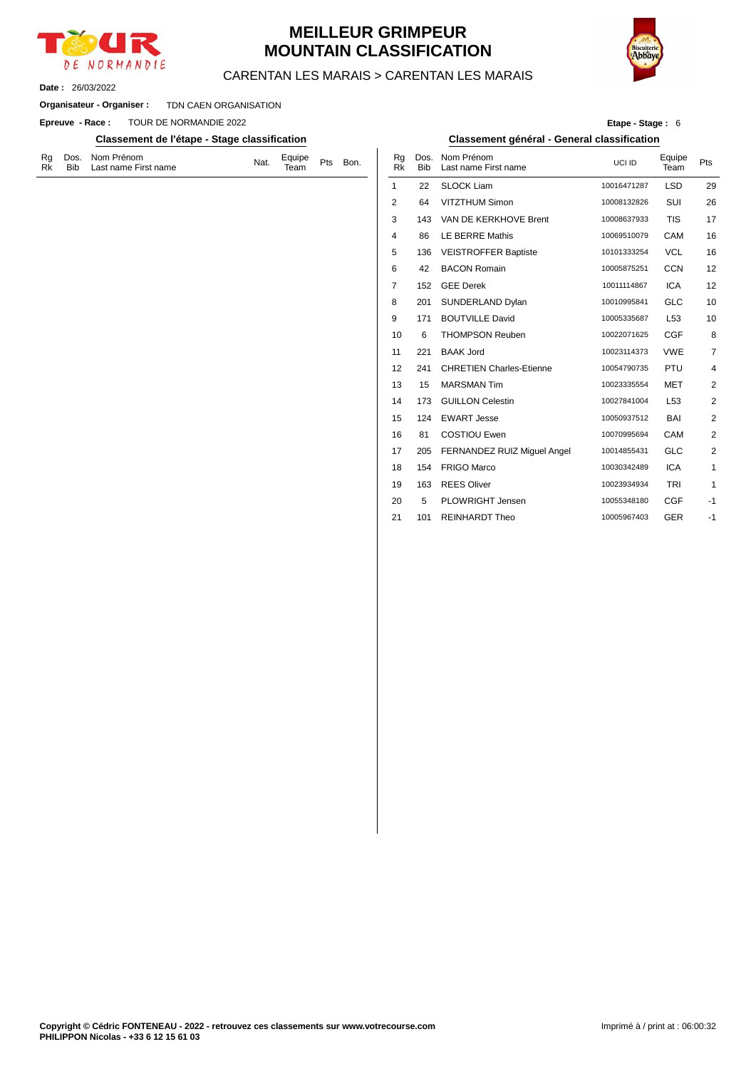# MEILLEUR GRIMPEUR
# MOUNTAIN CLASSIFICATION

CARENTAN LES MARAIS > CARENTAN LES MARAIS

**Date :** 26/03/2022

**Organisateur - Organiser :** TDN CAEN ORGANISATION

**Epreuve - Race :** TOUR DE NORMANDIE 2022

**Etape - Stage :** 6

## Classement de l'étape - Stage classification

| Rg Rk | Dos. Bib | Nom Prénom Last name First name | Nat. | Equipe Team | Pts | Bon. |
|---|---|---|---|---|---|---|

## Classement général - General classification

| Rg Rk | Dos. Bib | Nom Prénom Last name First name | UCI ID | Equipe Team | Pts |
|---|---|---|---|---|---|
| 1 | 22 | SLOCK Liam | 10016471287 | LSD | 29 |
| 2 | 64 | VITZTHUM Simon | 10008132826 | SUI | 26 |
| 3 | 143 | VAN DE KERKHOVE Brent | 10008637933 | TIS | 17 |
| 4 | 86 | LE BERRE Mathis | 10069510079 | CAM | 16 |
| 5 | 136 | VEISTROFFER Baptiste | 10101333254 | VCL | 16 |
| 6 | 42 | BACON Romain | 10005875251 | CCN | 12 |
| 7 | 152 | GEE Derek | 10011114867 | ICA | 12 |
| 8 | 201 | SUNDERLAND Dylan | 10010995841 | GLC | 10 |
| 9 | 171 | BOUTVILLE David | 10005335687 | L53 | 10 |
| 10 | 6 | THOMPSON Reuben | 10022071625 | CGF | 8 |
| 11 | 221 | BAAK Jord | 10023114373 | VWE | 7 |
| 12 | 241 | CHRETIEN Charles-Etienne | 10054790735 | PTU | 4 |
| 13 | 15 | MARSMAN Tim | 10023335554 | MET | 2 |
| 14 | 173 | GUILLON Celestin | 10027841004 | L53 | 2 |
| 15 | 124 | EWART Jesse | 10050937512 | BAI | 2 |
| 16 | 81 | COSTIOU Ewen | 10070995694 | CAM | 2 |
| 17 | 205 | FERNANDEZ RUIZ Miguel Angel | 10014855431 | GLC | 2 |
| 18 | 154 | FRIGO Marco | 10030342489 | ICA | 1 |
| 19 | 163 | REES Oliver | 10023934934 | TRI | 1 |
| 20 | 5 | PLOWRIGHT Jensen | 10055348180 | CGF | -1 |
| 21 | 101 | REINHARDT Theo | 10005967403 | GER | -1 |

**Copyright © Cédric FONTENEAU - 2022 - retrouvez ces classements sur www.votrecourse.com**
**PHILIPPON Nicolas - +33 6 12 15 61 03**

Imprimé à / print at : 06:00:32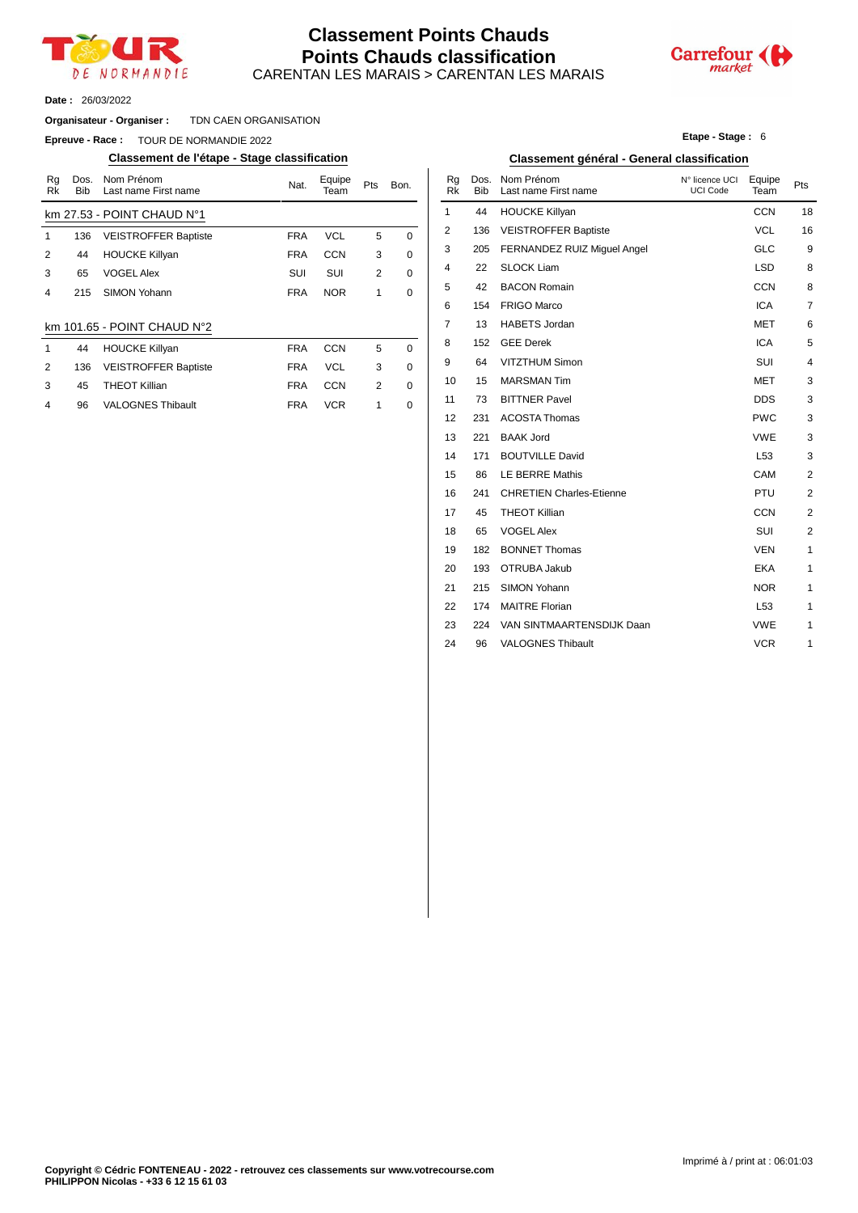# Classement Points Chauds

## Points Chauds classification

CARENTAN LES MARAIS > CARENTAN LES MARAIS

**Date :** 26/03/2022

**Organisateur - Organiser :** TDN CAEN ORGANISATION

**Epreuve - Race :** TOUR DE NORMANDIE 2022

**Etape - Stage :** 6

### Classement de l'étape - Stage classification

km 27.53 - POINT CHAUD N°1

| Rg Rk | Dos. Bib | Nom Prénom Last name First name | Nat. | Equipe Team | Pts | Bon. |
|---|---|---|---|---|---|---|
| 1 | 136 | VEISTROFFER Baptiste | FRA | VCL | 5 | 0 |
| 2 | 44 | HOUCKE Killyan | FRA | CCN | 3 | 0 |
| 3 | 65 | VOGEL Alex | SUI | SUI | 2 | 0 |
| 4 | 215 | SIMON Yohann | FRA | NOR | 1 | 0 |

km 101.65 - POINT CHAUD N°2

| Rg Rk | Dos. Bib | Nom Prénom Last name First name | Nat. | Equipe Team | Pts | Bon. |
|---|---|---|---|---|---|---|
| 1 | 44 | HOUCKE Killyan | FRA | CCN | 5 | 0 |
| 2 | 136 | VEISTROFFER Baptiste | FRA | VCL | 3 | 0 |
| 3 | 45 | THEOT Killian | FRA | CCN | 2 | 0 |
| 4 | 96 | VALOGNES Thibault | FRA | VCR | 1 | 0 |

### Classement général - General classification

| Rg Rk | Dos. Bib | Nom Prénom Last name First name | N° licence UCI UCI Code | Equipe Team | Pts |
|---|---|---|---|---|---|
| 1 | 44 | HOUCKE Killyan | | CCN | 18 |
| 2 | 136 | VEISTROFFER Baptiste | | VCL | 16 |
| 3 | 205 | FERNANDEZ RUIZ Miguel Angel | | GLC | 9 |
| 4 | 22 | SLOCK Liam | | LSD | 8 |
| 5 | 42 | BACON Romain | | CCN | 8 |
| 6 | 154 | FRIGO Marco | | ICA | 7 |
| 7 | 13 | HABETS Jordan | | MET | 6 |
| 8 | 152 | GEE Derek | | ICA | 5 |
| 9 | 64 | VITZTHUM Simon | | SUI | 4 |
| 10 | 15 | MARSMAN Tim | | MET | 3 |
| 11 | 73 | BITTNER Pavel | | DDS | 3 |
| 12 | 231 | ACOSTA Thomas | | PWC | 3 |
| 13 | 221 | BAAK Jord | | VWE | 3 |
| 14 | 171 | BOUTVILLE David | | L53 | 3 |
| 15 | 86 | LE BERRE Mathis | | CAM | 2 |
| 16 | 241 | CHRETIEN Charles-Etienne | | PTU | 2 |
| 17 | 45 | THEOT Killian | | CCN | 2 |
| 18 | 65 | VOGEL Alex | | SUI | 2 |
| 19 | 182 | BONNET Thomas | | VEN | 1 |
| 20 | 193 | OTRUBA Jakub | | EKA | 1 |
| 21 | 215 | SIMON Yohann | | NOR | 1 |
| 22 | 174 | MAITRE Florian | | L53 | 1 |
| 23 | 224 | VAN SINTMAARTENSDIJK Daan | | VWE | 1 |
| 24 | 96 | VALOGNES Thibault | | VCR | 1 |

Imprimé à / print at : 06:01:03

**Copyright © Cédric FONTENEAU - 2022 - retrouvez ces classements sur www.votrecourse.com**
**PHILIPPON Nicolas - +33 6 12 15 61 03**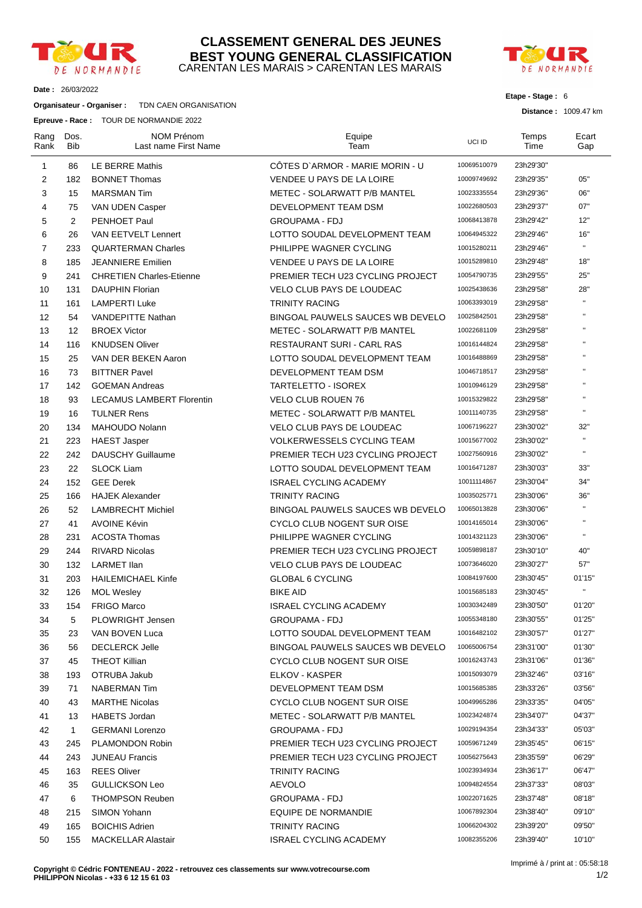# CLASSEMENT GENERAL DES JEUNES
# BEST YOUNG GENERAL CLASSIFICATION
CARENTAN LES MARAIS > CARENTAN LES MARAIS

**Date :** 26/03/2022

**Organisateur - Organiser :** TDN CAEN ORGANISATION

**Epreuve - Race :** TOUR DE NORMANDIE 2022

**Etape - Stage :** 6

**Distance :** 1009.47 km

| Rang Rank | Dos. Bib | NOM Prénom Last name First Name | Equipe Team | UCI ID | Temps Time | Ecart Gap |
|---|---|---|---|---|---|---|
| 1 | 86 | LE BERRE Mathis | CÔTES D`ARMOR - MARIE MORIN - U | 10069510079 | 23h29'30" | |
| 2 | 182 | BONNET Thomas | VENDEE U PAYS DE LA LOIRE | 10009749692 | 23h29'35" | 05" |
| 3 | 15 | MARSMAN Tim | METEC - SOLARWATT P/B MANTEL | 10023335554 | 23h29'36" | 06" |
| 4 | 75 | VAN UDEN Casper | DEVELOPMENT TEAM DSM | 10022680503 | 23h29'37" | 07" |
| 5 | 2 | PENHOET Paul | GROUPAMA - FDJ | 10068413878 | 23h29'42" | 12" |
| 6 | 26 | VAN EETVELT Lennert | LOTTO SOUDAL DEVELOPMENT TEAM | 10064945322 | 23h29'46" | 16" |
| 7 | 233 | QUARTERMAN Charles | PHILIPPE WAGNER CYCLING | 10015280211 | 23h29'46" | " |
| 8 | 185 | JEANNIERE Emilien | VENDEE U PAYS DE LA LOIRE | 10015289810 | 23h29'48" | 18" |
| 9 | 241 | CHRETIEN Charles-Etienne | PREMIER TECH U23 CYCLING PROJECT | 10054790735 | 23h29'55" | 25" |
| 10 | 131 | DAUPHIN Florian | VELO CLUB PAYS DE LOUDEAC | 10025438636 | 23h29'58" | 28" |
| 11 | 161 | LAMPERTI Luke | TRINITY RACING | 10063393019 | 23h29'58" | " |
| 12 | 54 | VANDEPITTE Nathan | BINGOAL PAUWELS SAUCES WB DEVELO | 10025842501 | 23h29'58" | " |
| 13 | 12 | BROEX Victor | METEC - SOLARWATT P/B MANTEL | 10022681109 | 23h29'58" | " |
| 14 | 116 | KNUDSEN Oliver | RESTAURANT SURI - CARL RAS | 10016144824 | 23h29'58" | " |
| 15 | 25 | VAN DER BEKEN Aaron | LOTTO SOUDAL DEVELOPMENT TEAM | 10016488869 | 23h29'58" | " |
| 16 | 73 | BITTNER Pavel | DEVELOPMENT TEAM DSM | 10046718517 | 23h29'58" | " |
| 17 | 142 | GOEMAN Andreas | TARTELETTO - ISOREX | 10010946129 | 23h29'58" | " |
| 18 | 93 | LECAMUS LAMBERT Florentin | VELO CLUB ROUEN 76 | 10015329822 | 23h29'58" | " |
| 19 | 16 | TULNER Rens | METEC - SOLARWATT P/B MANTEL | 10011140735 | 23h29'58" | " |
| 20 | 134 | MAHOUDO Nolann | VELO CLUB PAYS DE LOUDEAC | 10067196227 | 23h30'02" | 32" |
| 21 | 223 | HAEST Jasper | VOLKERWESSELS CYCLING TEAM | 10015677002 | 23h30'02" | " |
| 22 | 242 | DAUSCHY Guillaume | PREMIER TECH U23 CYCLING PROJECT | 10027560916 | 23h30'02" | " |
| 23 | 22 | SLOCK Liam | LOTTO SOUDAL DEVELOPMENT TEAM | 10016471287 | 23h30'03" | 33" |
| 24 | 152 | GEE Derek | ISRAEL CYCLING ACADEMY | 10011114867 | 23h30'04" | 34" |
| 25 | 166 | HAJEK Alexander | TRINITY RACING | 10035025771 | 23h30'06" | 36" |
| 26 | 52 | LAMBRECHT Michiel | BINGOAL PAUWELS SAUCES WB DEVELO | 10065013828 | 23h30'06" | " |
| 27 | 41 | AVOINE Kévin | CYCLO CLUB NOGENT SUR OISE | 10014165014 | 23h30'06" | " |
| 28 | 231 | ACOSTA Thomas | PHILIPPE WAGNER CYCLING | 10014321123 | 23h30'06" | " |
| 29 | 244 | RIVARD Nicolas | PREMIER TECH U23 CYCLING PROJECT | 10059898187 | 23h30'10" | 40" |
| 30 | 132 | LARMET Ilan | VELO CLUB PAYS DE LOUDEAC | 10073646020 | 23h30'27" | 57" |
| 31 | 203 | HAILEMICHAEL Kinfe | GLOBAL 6 CYCLING | 10084197600 | 23h30'45" | 01'15" |
| 32 | 126 | MOL Wesley | BIKE AID | 10015685183 | 23h30'45" | " |
| 33 | 154 | FRIGO Marco | ISRAEL CYCLING ACADEMY | 10030342489 | 23h30'50" | 01'20" |
| 34 | 5 | PLOWRIGHT Jensen | GROUPAMA - FDJ | 10055348180 | 23h30'55" | 01'25" |
| 35 | 23 | VAN BOVEN Luca | LOTTO SOUDAL DEVELOPMENT TEAM | 10016482102 | 23h30'57" | 01'27" |
| 36 | 56 | DECLERCK Jelle | BINGOAL PAUWELS SAUCES WB DEVELO | 10065006754 | 23h31'00" | 01'30" |
| 37 | 45 | THEOT Killian | CYCLO CLUB NOGENT SUR OISE | 10016243743 | 23h31'06" | 01'36" |
| 38 | 193 | OTRUBA Jakub | ELKOV - KASPER | 10015093079 | 23h32'46" | 03'16" |
| 39 | 71 | NABERMAN Tim | DEVELOPMENT TEAM DSM | 10015685385 | 23h33'26" | 03'56" |
| 40 | 43 | MARTHE Nicolas | CYCLO CLUB NOGENT SUR OISE | 10049965286 | 23h33'35" | 04'05" |
| 41 | 13 | HABETS Jordan | METEC - SOLARWATT P/B MANTEL | 10023424874 | 23h34'07" | 04'37" |
| 42 | 1 | GERMANI Lorenzo | GROUPAMA - FDJ | 10029194354 | 23h34'33" | 05'03" |
| 43 | 245 | PLAMONDON Robin | PREMIER TECH U23 CYCLING PROJECT | 10059671249 | 23h35'45" | 06'15" |
| 44 | 243 | JUNEAU Francis | PREMIER TECH U23 CYCLING PROJECT | 10056275643 | 23h35'59" | 06'29" |
| 45 | 163 | REES Oliver | TRINITY RACING | 10023934934 | 23h36'17" | 06'47" |
| 46 | 35 | GULLICKSON Leo | AEVOLO | 10094824554 | 23h37'33" | 08'03" |
| 47 | 6 | THOMPSON Reuben | GROUPAMA - FDJ | 10022071625 | 23h37'48" | 08'18" |
| 48 | 215 | SIMON Yohann | EQUIPE DE NORMANDIE | 10067892304 | 23h38'40" | 09'10" |
| 49 | 165 | BOICHIS Adrien | TRINITY RACING | 10066204302 | 23h39'20" | 09'50" |
| 50 | 155 | MACKELLAR Alastair | ISRAEL CYCLING ACADEMY | 10082355206 | 23h39'40" | 10'10" |

**Copyright © Cédric FONTENEAU - 2022 - retrouvez ces classements sur www.votrecourse.com**
**PHILIPPON Nicolas - +33 6 12 15 61 03**

Imprimé à / print at : 05:58:18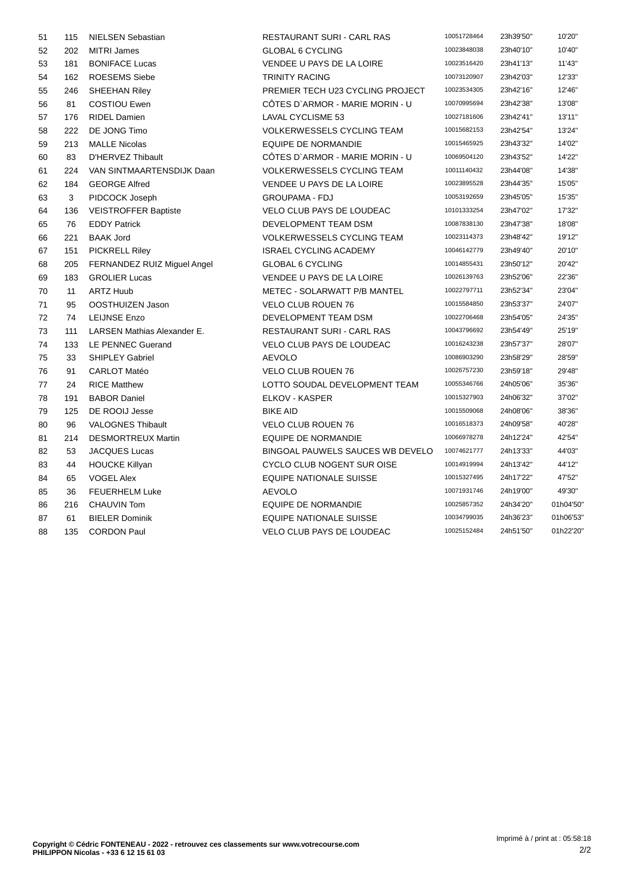| 51 | 115 | NIELSEN Sebastian | RESTAURANT SURI - CARL RAS | 10051728464 | 23h39'50'' | 10'20'' |
|---|---|---|---|---|---|---|
| 52 | 202 | MITRI James | GLOBAL 6 CYCLING | 10023848038 | 23h40'10'' | 10'40'' |
| 53 | 181 | BONIFACE Lucas | VENDEE U PAYS DE LA LOIRE | 10023516420 | 23h41'13'' | 11'43'' |
| 54 | 162 | ROESEMS Siebe | TRINITY RACING | 10073120907 | 23h42'03'' | 12'33'' |
| 55 | 246 | SHEEHAN Riley | PREMIER TECH U23 CYCLING PROJECT | 10023534305 | 23h42'16'' | 12'46'' |
| 56 | 81 | COSTIOU Ewen | CÔTES D`ARMOR - MARIE MORIN - U | 10070995694 | 23h42'38'' | 13'08'' |
| 57 | 176 | RIDEL Damien | LAVAL CYCLISME 53 | 10027181606 | 23h42'41'' | 13'11'' |
| 58 | 222 | DE JONG Timo | VOLKERWESSELS CYCLING TEAM | 10015682153 | 23h42'54'' | 13'24'' |
| 59 | 213 | MALLE Nicolas | EQUIPE DE NORMANDIE | 10015465925 | 23h43'32'' | 14'02'' |
| 60 | 83 | D'HERVEZ Thibault | CÔTES D`ARMOR - MARIE MORIN - U | 10069504120 | 23h43'52'' | 14'22'' |
| 61 | 224 | VAN SINTMAARTENSDIJK Daan | VOLKERWESSELS CYCLING TEAM | 10011140432 | 23h44'08'' | 14'38'' |
| 62 | 184 | GEORGE Alfred | VENDEE U PAYS DE LA LOIRE | 10023895528 | 23h44'35'' | 15'05'' |
| 63 | 3 | PIDCOCK Joseph | GROUPAMA - FDJ | 10053192659 | 23h45'05'' | 15'35'' |
| 64 | 136 | VEISTROFFER Baptiste | VELO CLUB PAYS DE LOUDEAC | 10101333254 | 23h47'02'' | 17'32'' |
| 65 | 76 | EDDY Patrick | DEVELOPMENT TEAM DSM | 10087838130 | 23h47'38'' | 18'08'' |
| 66 | 221 | BAAK Jord | VOLKERWESSELS CYCLING TEAM | 10023114373 | 23h48'42'' | 19'12'' |
| 67 | 151 | PICKRELL Riley | ISRAEL CYCLING ACADEMY | 10046142779 | 23h49'40'' | 20'10'' |
| 68 | 205 | FERNANDEZ RUIZ Miguel Angel | GLOBAL 6 CYCLING | 10014855431 | 23h50'12'' | 20'42'' |
| 69 | 183 | GROLIER Lucas | VENDEE U PAYS DE LA LOIRE | 10026139763 | 23h52'06'' | 22'36'' |
| 70 | 11 | ARTZ Huub | METEC - SOLARWATT P/B MANTEL | 10022797711 | 23h52'34'' | 23'04'' |
| 71 | 95 | OOSTHUIZEN Jason | VELO CLUB ROUEN 76 | 10015584850 | 23h53'37'' | 24'07'' |
| 72 | 74 | LEIJNSE Enzo | DEVELOPMENT TEAM DSM | 10022706468 | 23h54'05'' | 24'35'' |
| 73 | 111 | LARSEN Mathias Alexander E. | RESTAURANT SURI - CARL RAS | 10043796692 | 23h54'49'' | 25'19'' |
| 74 | 133 | LE PENNEC Guerand | VELO CLUB PAYS DE LOUDEAC | 10016243238 | 23h57'37'' | 28'07'' |
| 75 | 33 | SHIPLEY Gabriel | AEVOLO | 10086903290 | 23h58'29'' | 28'59'' |
| 76 | 91 | CARLOT Matéo | VELO CLUB ROUEN 76 | 10026757230 | 23h59'18'' | 29'48'' |
| 77 | 24 | RICE Matthew | LOTTO SOUDAL DEVELOPMENT TEAM | 10055346766 | 24h05'06'' | 35'36'' |
| 78 | 191 | BABOR Daniel | ELKOV - KASPER | 10015327903 | 24h06'32'' | 37'02'' |
| 79 | 125 | DE ROOIJ Jesse | BIKE AID | 10015509068 | 24h08'06'' | 38'36'' |
| 80 | 96 | VALOGNES Thibault | VELO CLUB ROUEN 76 | 10016518373 | 24h09'58'' | 40'28'' |
| 81 | 214 | DESMORTREUX Martin | EQUIPE DE NORMANDIE | 10066978278 | 24h12'24'' | 42'54'' |
| 82 | 53 | JACQUES Lucas | BINGOAL PAUWELS SAUCES WB DEVELO | 10074621777 | 24h13'33'' | 44'03'' |
| 83 | 44 | HOUCKE Killyan | CYCLO CLUB NOGENT SUR OISE | 10014919994 | 24h13'42'' | 44'12'' |
| 84 | 65 | VOGEL Alex | EQUIPE NATIONALE SUISSE | 10015327495 | 24h17'22'' | 47'52'' |
| 85 | 36 | FEUERHELM Luke | AEVOLO | 10071931746 | 24h19'00'' | 49'30'' |
| 86 | 216 | CHAUVIN Tom | EQUIPE DE NORMANDIE | 10025857352 | 24h34'20'' | 01h04'50'' |
| 87 | 61 | BIELER Dominik | EQUIPE NATIONALE SUISSE | 10034799035 | 24h36'23'' | 01h06'53'' |
| 88 | 135 | CORDON Paul | VELO CLUB PAYS DE LOUDEAC | 10025152484 | 24h51'50'' | 01h22'20'' |

**Copyright © Cédric FONTENEAU - 2022 - retrouvez ces classements sur www.votrecourse.com**
**PHILIPPON Nicolas - +33 6 12 15 61 03**

Imprimé à / print at : 05:58:18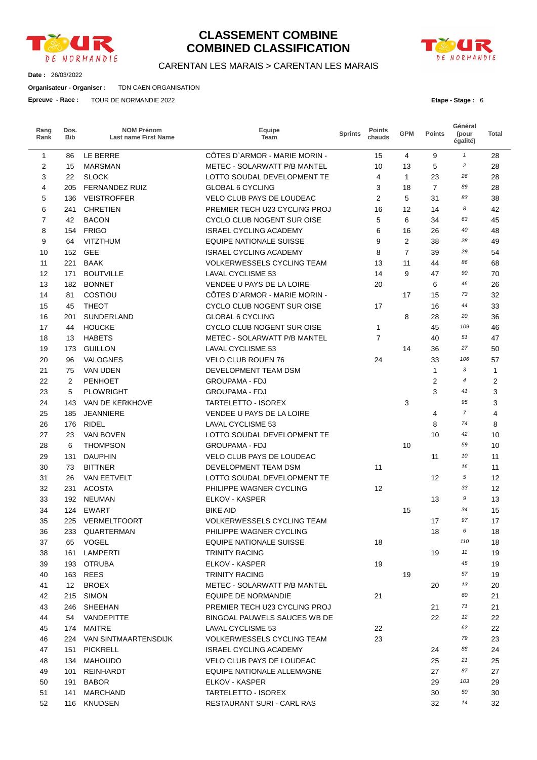# CLASSEMENT COMBINE
# COMBINED CLASSIFICATION

CARENTAN LES MARAIS > CARENTAN LES MARAIS

**Date :** 26/03/2022

**Organisateur - Organiser :** TDN CAEN ORGANISATION

**Epreuve - Race :** TOUR DE NORMANDIE 2022

**Etape - Stage :** 6

| Rang Rank | Dos. Bib | NOM Prénom Last name First Name | Equipe Team | Sprints | Points chauds | GPM | Points | Général (pour égalité) | Total |
|---|---|---|---|---|---|---|---|---|---|
| 1 | 86 | LE BERRE | CÔTES D`ARMOR - MARIE MORIN - | | 15 | 4 | 9 | *1* | 28 |
| 2 | 15 | MARSMAN | METEC - SOLARWATT P/B MANTEL | | 10 | 13 | 5 | *2* | 28 |
| 3 | 22 | SLOCK | LOTTO SOUDAL DEVELOPMENT TE | | 4 | 1 | 23 | *26* | 28 |
| 4 | 205 | FERNANDEZ RUIZ | GLOBAL 6 CYCLING | | 3 | 18 | 7 | *89* | 28 |
| 5 | 136 | VEISTROFFER | VELO CLUB PAYS DE LOUDEAC | | 2 | 5 | 31 | *83* | 38 |
| 6 | 241 | CHRETIEN | PREMIER TECH U23 CYCLING PROJ | | 16 | 12 | 14 | *8* | 42 |
| 7 | 42 | BACON | CYCLO CLUB NOGENT SUR OISE | | 5 | 6 | 34 | *63* | 45 |
| 8 | 154 | FRIGO | ISRAEL CYCLING ACADEMY | | 6 | 16 | 26 | *40* | 48 |
| 9 | 64 | VITZTHUM | EQUIPE NATIONALE SUISSE | | 9 | 2 | 38 | *28* | 49 |
| 10 | 152 | GEE | ISRAEL CYCLING ACADEMY | | 8 | 7 | 39 | *29* | 54 |
| 11 | 221 | BAAK | VOLKERWESSELS CYCLING TEAM | | 13 | 11 | 44 | *86* | 68 |
| 12 | 171 | BOUTVILLE | LAVAL CYCLISME 53 | | 14 | 9 | 47 | *90* | 70 |
| 13 | 182 | BONNET | VENDEE U PAYS DE LA LOIRE | | 20 | | 6 | *46* | 26 |
| 14 | 81 | COSTIOU | CÔTES D`ARMOR - MARIE MORIN - | | | 17 | 15 | *73* | 32 |
| 15 | 45 | THEOT | CYCLO CLUB NOGENT SUR OISE | | 17 | | 16 | *44* | 33 |
| 16 | 201 | SUNDERLAND | GLOBAL 6 CYCLING | | | 8 | 28 | *20* | 36 |
| 17 | 44 | HOUCKE | CYCLO CLUB NOGENT SUR OISE | | 1 | | 45 | *109* | 46 |
| 18 | 13 | HABETS | METEC - SOLARWATT P/B MANTEL | | 7 | | 40 | *51* | 47 |
| 19 | 173 | GUILLON | LAVAL CYCLISME 53 | | | 14 | 36 | *27* | 50 |
| 20 | 96 | VALOGNES | VELO CLUB ROUEN 76 | | 24 | | 33 | *106* | 57 |
| 21 | 75 | VAN UDEN | DEVELOPMENT TEAM DSM | | | | 1 | *3* | 1 |
| 22 | 2 | PENHOET | GROUPAMA - FDJ | | | | 2 | *4* | 2 |
| 23 | 5 | PLOWRIGHT | GROUPAMA - FDJ | | | | 3 | *41* | 3 |
| 24 | 143 | VAN DE KERKHOVE | TARTELETTO - ISOREX | | | 3 | | *95* | 3 |
| 25 | 185 | JEANNIERE | VENDEE U PAYS DE LA LOIRE | | | | 4 | *7* | 4 |
| 26 | 176 | RIDEL | LAVAL CYCLISME 53 | | | | 8 | *74* | 8 |
| 27 | 23 | VAN BOVEN | LOTTO SOUDAL DEVELOPMENT TE | | | | 10 | *42* | 10 |
| 28 | 6 | THOMPSON | GROUPAMA - FDJ | | | 10 | | *59* | 10 |
| 29 | 131 | DAUPHIN | VELO CLUB PAYS DE LOUDEAC | | | | 11 | *10* | 11 |
| 30 | 73 | BITTNER | DEVELOPMENT TEAM DSM | | 11 | | | *16* | 11 |
| 31 | 26 | VAN EETVELT | LOTTO SOUDAL DEVELOPMENT TE | | | | 12 | *5* | 12 |
| 32 | 231 | ACOSTA | PHILIPPE WAGNER CYCLING | | 12 | | | *33* | 12 |
| 33 | 192 | NEUMAN | ELKOV - KASPER | | | | 13 | *9* | 13 |
| 34 | 124 | EWART | BIKE AID | | | 15 | | *34* | 15 |
| 35 | 225 | VERMELTFOORT | VOLKERWESSELS CYCLING TEAM | | | | 17 | *97* | 17 |
| 36 | 233 | QUARTERMAN | PHILIPPE WAGNER CYCLING | | | | 18 | *6* | 18 |
| 37 | 65 | VOGEL | EQUIPE NATIONALE SUISSE | | 18 | | | *110* | 18 |
| 38 | 161 | LAMPERTI | TRINITY RACING | | | | 19 | *11* | 19 |
| 39 | 193 | OTRUBA | ELKOV - KASPER | | 19 | | | *45* | 19 |
| 40 | 163 | REES | TRINITY RACING | | | 19 | | *57* | 19 |
| 41 | 12 | BROEX | METEC - SOLARWATT P/B MANTEL | | | | 20 | *13* | 20 |
| 42 | 215 | SIMON | EQUIPE DE NORMANDIE | | 21 | | | *60* | 21 |
| 43 | 246 | SHEEHAN | PREMIER TECH U23 CYCLING PROJ | | | | 21 | *71* | 21 |
| 44 | 54 | VANDEPITTE | BINGOAL PAUWELS SAUCES WB DE | | | | 22 | *12* | 22 |
| 45 | 174 | MAITRE | LAVAL CYCLISME 53 | | 22 | | | *62* | 22 |
| 46 | 224 | VAN SINTMAARTENSDIJK | VOLKERWESSELS CYCLING TEAM | | 23 | | | *79* | 23 |
| 47 | 151 | PICKRELL | ISRAEL CYCLING ACADEMY | | | | 24 | *88* | 24 |
| 48 | 134 | MAHOUDO | VELO CLUB PAYS DE LOUDEAC | | | | 25 | *21* | 25 |
| 49 | 101 | REINHARDT | EQUIPE NATIONALE ALLEMAGNE | | | | 27 | *87* | 27 |
| 50 | 191 | BABOR | ELKOV - KASPER | | | | 29 | *103* | 29 |
| 51 | 141 | MARCHAND | TARTELETTO - ISOREX | | | | 30 | *50* | 30 |
| 52 | 116 | KNUDSEN | RESTAURANT SURI - CARL RAS | | | | 32 | *14* | 32 |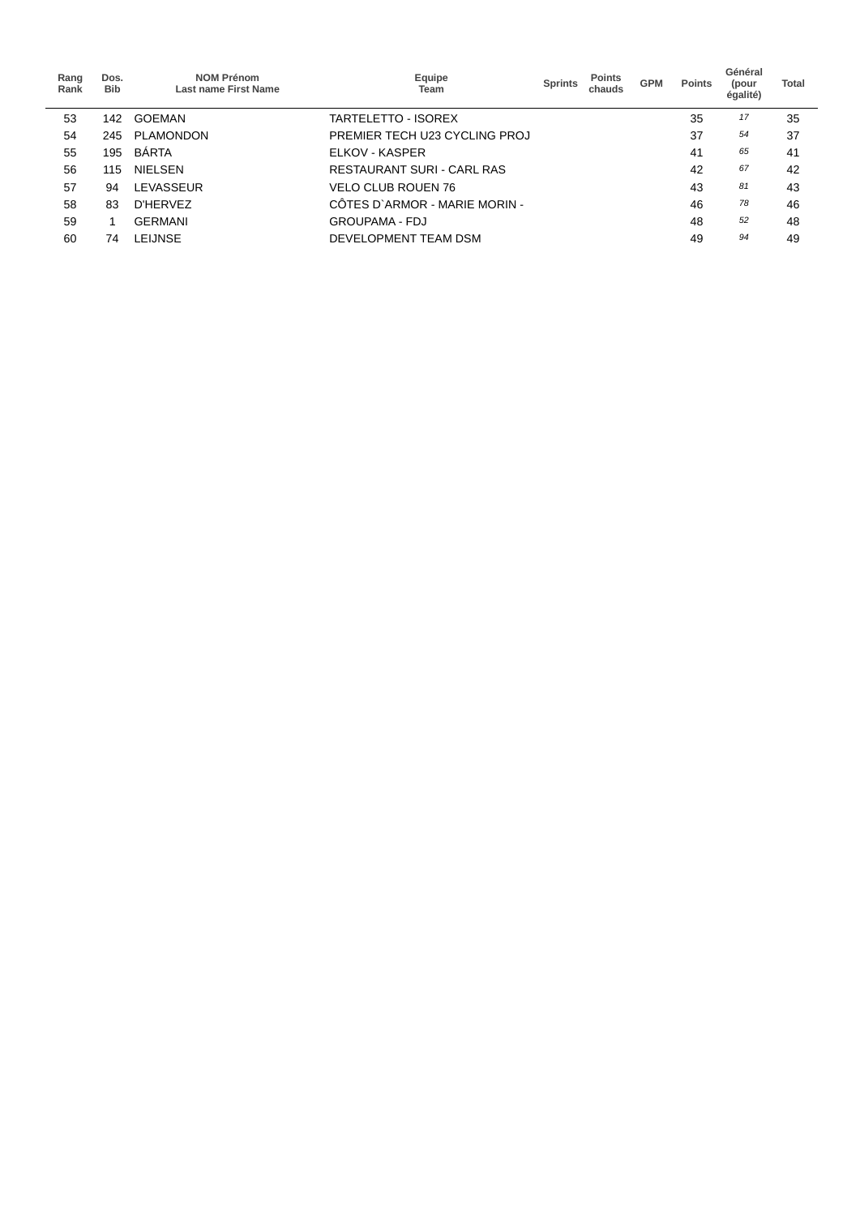| Rang Rank | Dos. Bib | NOM Prénom Last name First Name | Equipe Team | Sprints | Points chauds | GPM | Points | Général (pour égalité) | Total |
|---|---|---|---|---|---|---|---|---|---|
| 53 | 142 | GOEMAN | TARTELETTO - ISOREX | | | | 35 | *17* | 35 |
| 54 | 245 | PLAMONDON | PREMIER TECH U23 CYCLING PROJ | | | | 37 | *54* | 37 |
| 55 | 195 | BÁRTA | ELKOV - KASPER | | | | 41 | *65* | 41 |
| 56 | 115 | NIELSEN | RESTAURANT SURI - CARL RAS | | | | 42 | *67* | 42 |
| 57 | 94 | LEVASSEUR | VELO CLUB ROUEN 76 | | | | 43 | *81* | 43 |
| 58 | 83 | D'HERVEZ | CÔTES D`ARMOR - MARIE MORIN - | | | | 46 | *78* | 46 |
| 59 | 1 | GERMANI | GROUPAMA - FDJ | | | | 48 | *52* | 48 |
| 60 | 74 | LEIJNSE | DEVELOPMENT TEAM DSM | | | | 49 | *94* | 49 |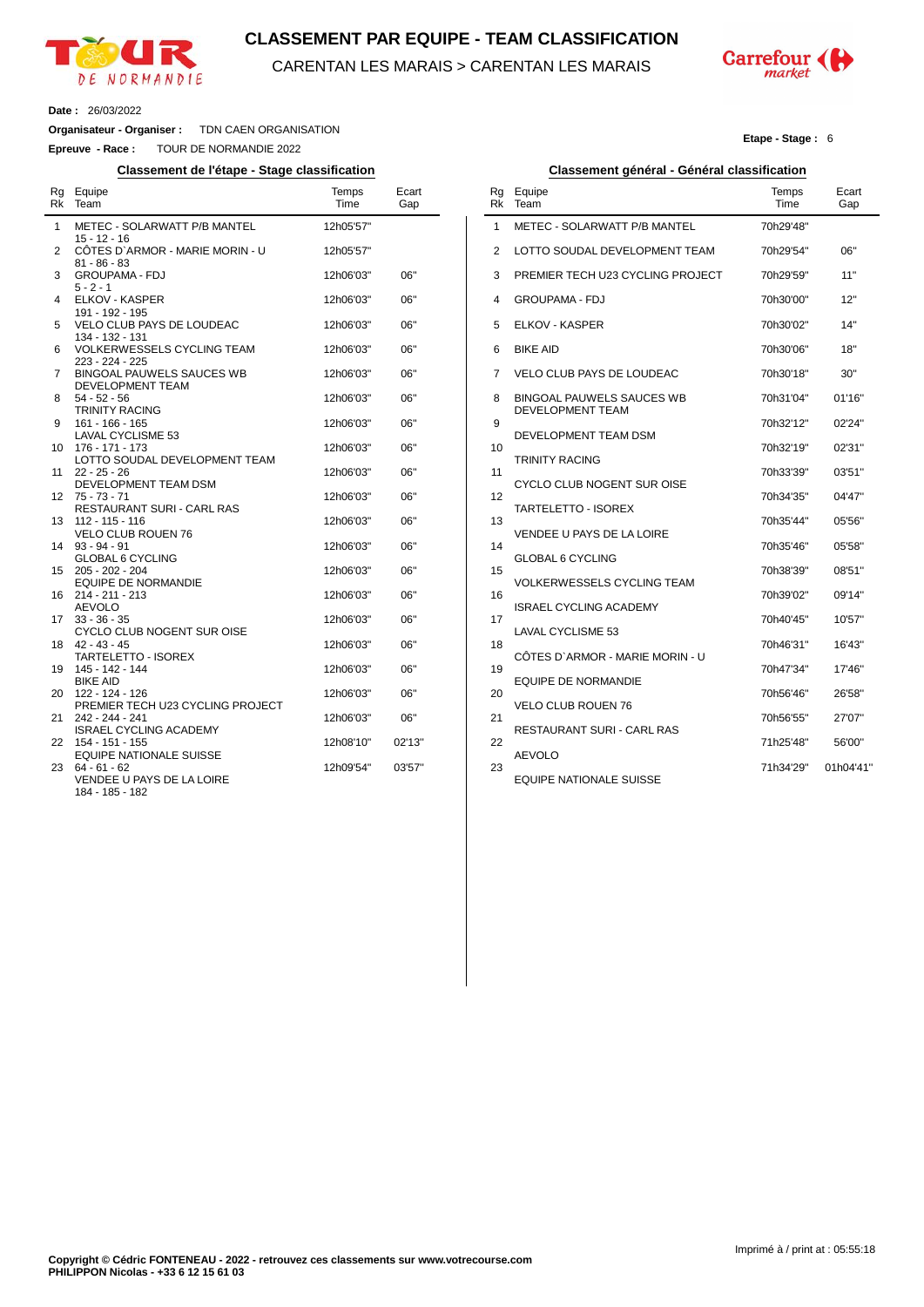# CLASSEMENT PAR EQUIPE - TEAM CLASSIFICATION

CARENTAN LES MARAIS > CARENTAN LES MARAIS

**Date :** 26/03/2022

**Organisateur - Organiser :** TDN CAEN ORGANISATION

**Epreuve - Race :** TOUR DE NORMANDIE 2022

**Etape - Stage :** 6

## Classement de l'étape - Stage classification

| Rg Rk | Equipe Team | Temps Time | Ecart Gap |
|---|---|---|---|
| 1 | METEC - SOLARWATT P/B MANTEL<br>15 - 12 - 16 | 12h05'57" | |
| 2 | CÔTES D`ARMOR - MARIE MORIN - U<br>81 - 86 - 83 | 12h05'57" | |
| 3 | GROUPAMA - FDJ<br>5 - 2 - 1 | 12h06'03" | 06" |
| 4 | ELKOV - KASPER<br>191 - 192 - 195 | 12h06'03" | 06" |
| 5 | VELO CLUB PAYS DE LOUDEAC<br>134 - 132 - 131 | 12h06'03" | 06" |
| 6 | VOLKERWESSELS CYCLING TEAM<br>223 - 224 - 225 | 12h06'03" | 06" |
| 7 | BINGOAL PAUWELS SAUCES WB DEVELOPMENT TEAM<br>54 - 52 - 56 | 12h06'03" | 06" |
| 8 | TRINITY RACING<br>161 - 166 - 165 | 12h06'03" | 06" |
| 9 | LAVAL CYCLISME 53<br>176 - 171 - 173 | 12h06'03" | 06" |
| 10 | LOTTO SOUDAL DEVELOPMENT TEAM<br>22 - 25 - 26 | 12h06'03" | 06" |
| 11 | DEVELOPMENT TEAM DSM<br>75 - 73 - 71 | 12h06'03" | 06" |
| 12 | RESTAURANT SURI - CARL RAS<br>112 - 115 - 116 | 12h06'03" | 06" |
| 13 | VELO CLUB ROUEN 76<br>93 - 94 - 91 | 12h06'03" | 06" |
| 14 | GLOBAL 6 CYCLING<br>205 - 202 - 204 | 12h06'03" | 06" |
| 15 | EQUIPE DE NORMANDIE<br>214 - 211 - 213 | 12h06'03" | 06" |
| 16 | AEVOLO<br>33 - 36 - 35 | 12h06'03" | 06" |
| 17 | CYCLO CLUB NOGENT SUR OISE<br>42 - 43 - 45 | 12h06'03" | 06" |
| 18 | TARTELETTO - ISOREX<br>145 - 142 - 144 | 12h06'03" | 06" |
| 19 | BIKE AID<br>122 - 124 - 126 | 12h06'03" | 06" |
| 20 | PREMIER TECH U23 CYCLING PROJECT<br>242 - 244 - 241 | 12h06'03" | 06" |
| 21 | ISRAEL CYCLING ACADEMY<br>154 - 151 - 155 | 12h06'03" | 06" |
| 22 | EQUIPE NATIONALE SUISSE<br>64 - 61 - 62 | 12h08'10" | 02'13" |
| 23 | VENDEE U PAYS DE LA LOIRE<br>184 - 185 - 182 | 12h09'54" | 03'57" |

## Classement général - Général classification

| Rg Rk | Equipe Team | Temps Time | Ecart Gap |
|---|---|---|---|
| 1 | METEC - SOLARWATT P/B MANTEL | 70h29'48" | |
| 2 | LOTTO SOUDAL DEVELOPMENT TEAM | 70h29'54" | 06" |
| 3 | PREMIER TECH U23 CYCLING PROJECT | 70h29'59" | 11" |
| 4 | GROUPAMA - FDJ | 70h30'00" | 12" |
| 5 | ELKOV - KASPER | 70h30'02" | 14" |
| 6 | BIKE AID | 70h30'06" | 18" |
| 7 | VELO CLUB PAYS DE LOUDEAC | 70h30'18" | 30" |
| 8 | BINGOAL PAUWELS SAUCES WB DEVELOPMENT TEAM | 70h31'04" | 01'16" |
| 9 | DEVELOPMENT TEAM DSM | 70h32'12" | 02'24" |
| 10 | TRINITY RACING | 70h32'19" | 02'31" |
| 11 | CYCLO CLUB NOGENT SUR OISE | 70h33'39" | 03'51" |
| 12 | TARTELETTO - ISOREX | 70h34'35" | 04'47" |
| 13 | VENDEE U PAYS DE LA LOIRE | 70h35'44" | 05'56" |
| 14 | GLOBAL 6 CYCLING | 70h35'46" | 05'58" |
| 15 | VOLKERWESSELS CYCLING TEAM | 70h38'39" | 08'51" |
| 16 | ISRAEL CYCLING ACADEMY | 70h39'02" | 09'14" |
| 17 | LAVAL CYCLISME 53 | 70h40'45" | 10'57" |
| 18 | CÔTES D`ARMOR - MARIE MORIN - U | 70h46'31" | 16'43" |
| 19 | EQUIPE DE NORMANDIE | 70h47'34" | 17'46" |
| 20 | VELO CLUB ROUEN 76 | 70h56'46" | 26'58" |
| 21 | RESTAURANT SURI - CARL RAS | 70h56'55" | 27'07" |
| 22 | AEVOLO | 71h25'48" | 56'00" |
| 23 | EQUIPE NATIONALE SUISSE | 71h34'29" | 01h04'41" |

Imprimé à / print at : 05:55:18

**Copyright © Cédric FONTENEAU - 2022 - retrouvez ces classements sur www.votrecourse.com**
**PHILIPPON Nicolas - +33 6 12 15 61 03**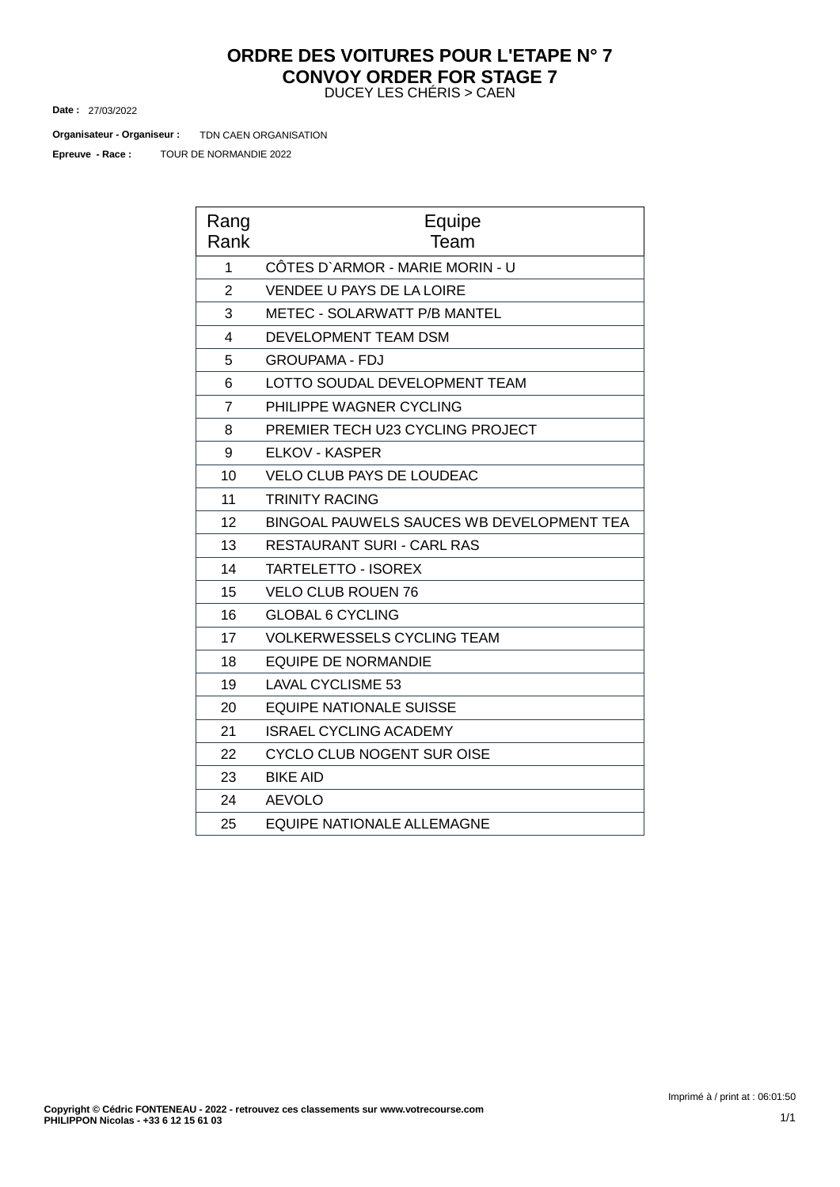# ORDRE DES VOITURES POUR L'ETAPE N° 7
# CONVOY ORDER FOR STAGE 7

DUCEY LES CHÉRIS > CAEN

**Date :** 27/03/2022

**Organisateur - Organiseur :** TDN CAEN ORGANISATION

**Epreuve - Race :** TOUR DE NORMANDIE 2022

| Rang<br>Rank | Equipe<br>Team |
|---|---|
| 1 | CÔTES D`ARMOR - MARIE MORIN - U |
| 2 | VENDEE U PAYS DE LA LOIRE |
| 3 | METEC - SOLARWATT P/B MANTEL |
| 4 | DEVELOPMENT TEAM DSM |
| 5 | GROUPAMA - FDJ |
| 6 | LOTTO SOUDAL DEVELOPMENT TEAM |
| 7 | PHILIPPE WAGNER CYCLING |
| 8 | PREMIER TECH U23 CYCLING PROJECT |
| 9 | ELKOV - KASPER |
| 10 | VELO CLUB PAYS DE LOUDEAC |
| 11 | TRINITY RACING |
| 12 | BINGOAL PAUWELS SAUCES WB DEVELOPMENT TEA |
| 13 | RESTAURANT SURI - CARL RAS |
| 14 | TARTELETTO - ISOREX |
| 15 | VELO CLUB ROUEN 76 |
| 16 | GLOBAL 6 CYCLING |
| 17 | VOLKERWESSELS CYCLING TEAM |
| 18 | EQUIPE DE NORMANDIE |
| 19 | LAVAL CYCLISME 53 |
| 20 | EQUIPE NATIONALE SUISSE |
| 21 | ISRAEL CYCLING ACADEMY |
| 22 | CYCLO CLUB NOGENT SUR OISE |
| 23 | BIKE AID |
| 24 | AEVOLO |
| 25 | EQUIPE NATIONALE ALLEMAGNE |

Imprimé à / print at : 06:01:50

**Copyright © Cédric FONTENEAU - 2022 - retrouvez ces classements sur www.votrecourse.com**
**PHILIPPON Nicolas - +33 6 12 15 61 03**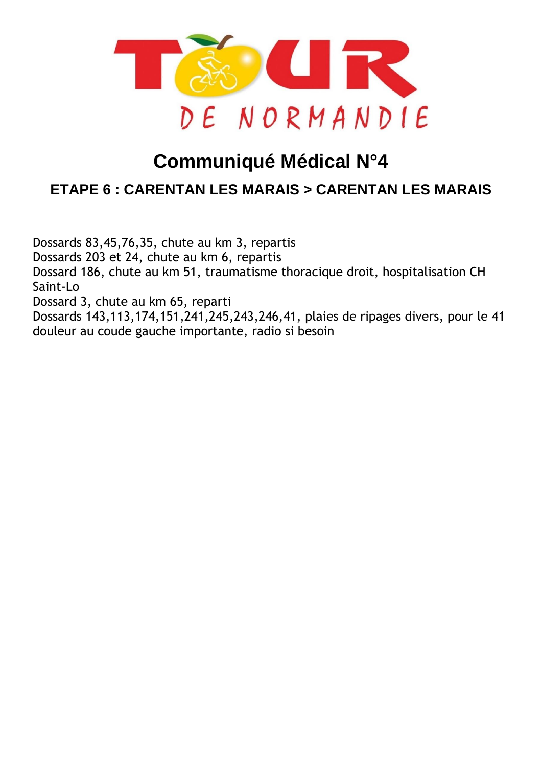# Communiqué Médical N°4

## ETAPE 6 : CARENTAN LES MARAIS > CARENTAN LES MARAIS

Dossards 83,45,76,35, chute au km 3, repartis
Dossards 203 et 24, chute au km 6, repartis
Dossard 186, chute au km 51, traumatisme thoracique droit, hospitalisation CH Saint-Lo
Dossard 3, chute au km 65, reparti
Dossards 143,113,174,151,241,245,243,246,41, plaies de ripages divers, pour le 41 douleur au coude gauche importante, radio si besoin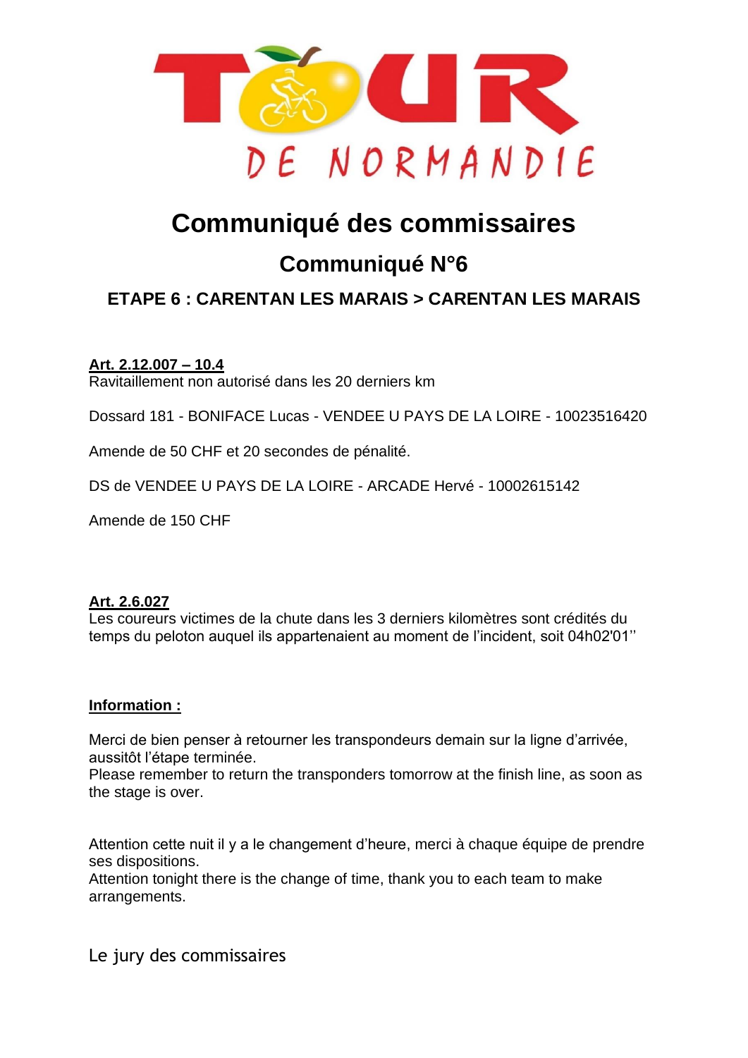# Communiqué des commissaires

## Communiqué N°6

### ETAPE 6 : CARENTAN LES MARAIS > CARENTAN LES MARAIS

**Art. 2.12.007 – 10.4**
Ravitaillement non autorisé dans les 20 derniers km

Dossard 181 - BONIFACE Lucas - VENDEE U PAYS DE LA LOIRE - 10023516420

Amende de 50 CHF et 20 secondes de pénalité.

DS de VENDEE U PAYS DE LA LOIRE - ARCADE Hervé - 10002615142

Amende de 150 CHF

**Art. 2.6.027**
Les coureurs victimes de la chute dans les 3 derniers kilomètres sont crédités du temps du peloton auquel ils appartenaient au moment de l'incident, soit 04h02'01''

**Information :**

Merci de bien penser à retourner les transpondeurs demain sur la ligne d'arrivée, aussitôt l'étape terminée.
Please remember to return the transponders tomorrow at the finish line, as soon as the stage is over.

Attention cette nuit il y a le changement d'heure, merci à chaque équipe de prendre ses dispositions.
Attention tonight there is the change of time, thank you to each team to make arrangements.

Le jury des commissaires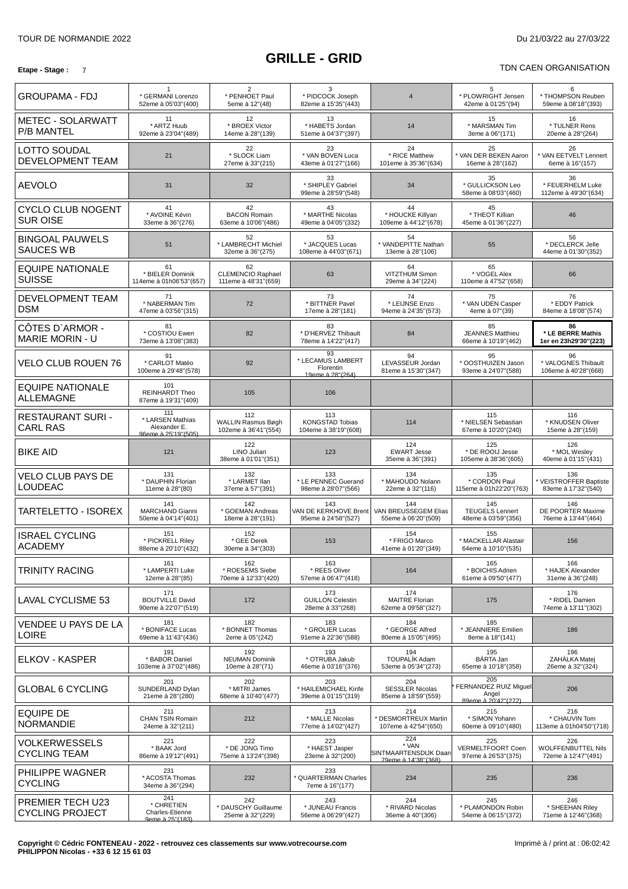TOUR DE NORMANDIE 2022 — Du 21/03/22 au 27/03/22

# GRILLE - GRID

**Etape - Stage :** 7

TDN CAEN ORGANISATION

| Équipe | | | | | | |
|---|---|---|---|---|---|---|
| GROUPAMA - FDJ | 1 * GERMANI Lorenzo 52eme à 05'03''(400) | 2 * PENHOET Paul 5eme à 12''(48) | 3 * PIDCOCK Joseph 82eme à 15'35''(443) | 4 | 5 * PLOWRIGHT Jensen 42eme à 01'25''(94) | 6 * THOMPSON Reuben 59eme à 08'18''(393) |
| METEC - SOLARWATT P/B MANTEL | 11 * ARTZ Huub 92eme à 23'04''(489) | 12 * BROEX Victor 14eme à 28''(139) | 13 * HABETS Jordan 51eme à 04'37''(397) | 14 | 15 * MARSMAN Tim 3eme à 06''(171) | 16 * TULNER Rens 20eme à 28''(264) |
| LOTTO SOUDAL DEVELOPMENT TEAM | 21 | 22 * SLOCK Liam 27eme à 33''(215) | 23 * VAN BOVEN Luca 43eme à 01'27''(166) | 24 * RICE Matthew 101eme à 35'36''(634) | 25 * VAN DER BEKEN Aaron 16eme à 28''(162) | 26 * VAN EETVELT Lennert 6eme à 16''(157) |
| AEVOLO | 31 | 32 | 33 * SHIPLEY Gabriel 99eme à 28'59''(548) | 34 | 35 * GULLICKSON Leo 58eme à 08'03''(460) | 36 * FEUERHELM Luke 112eme à 49'30''(634) |
| CYCLO CLUB NOGENT SUR OISE | 41 * AVOINE Kévin 33eme à 36''(276) | 42 BACON Romain 63eme à 10'06''(486) | 43 * MARTHE Nicolas 49eme à 04'05''(332) | 44 * HOUCKE Killyan 109eme à 44'12''(678) | 45 * THEOT Killian 45eme à 01'36''(227) | 46 |
| BINGOAL PAUWELS SAUCES WB | 51 | 52 * LAMBRECHT Michiel 32eme à 36''(275) | 53 * JACQUES Lucas 108eme à 44'03''(671) | 54 * VANDEPITTE Nathan 13eme à 28''(106) | 55 | 56 * DECLERCK Jelle 44eme à 01'30''(352) |
| EQUIPE NATIONALE SUISSE | 61 * BIELER Dominik 114eme à 01h06'53''(657) | 62 CLEMENCIO Raphael 111eme à 48'31''(659) | 63 | 64 VITZTHUM Simon 29eme à 34''(224) | 65 * VOGEL Alex 110eme à 47'52''(658) | 66 |
| DEVELOPMENT TEAM DSM | 71 * NABERMAN Tim 47eme à 03'56''(315) | 72 | 73 * BITTNER Pavel 17eme à 28''(181) | 74 * LEIJNSE Enzo 94eme à 24'35''(573) | 75 * VAN UDEN Casper 4eme à 07''(39) | 76 * EDDY Patrick 84eme à 18'08''(574) |
| CÔTES D`ARMOR - MARIE MORIN - U | 81 * COSTIOU Ewen 73eme à 13'08''(383) | 82 | 83 * D'HERVEZ Thibault 78eme à 14'22''(417) | 84 | 85 JEANNES Matthieu 66eme à 10'19''(462) | **86 * LE BERRE Mathis 1er en 23h29'30''(223)** |
| VELO CLUB ROUEN 76 | 91 * CARLOT Matéo 100eme à 29'48''(578) | 92 | 93 * LECAMUS LAMBERT Florentin 19eme à 28''(264) | 94 LEVASSEUR Jordan 81eme à 15'30''(347) | 95 * OOSTHUIZEN Jason 93eme à 24'07''(588) | 96 * VALOGNES Thibault 106eme à 40'28''(668) |
| EQUIPE NATIONALE ALLEMAGNE | 101 REINHARDT Theo 87eme à 19'31''(409) | 105 | 106 | | | |
| RESTAURANT SURI - CARL RAS | 111 * LARSEN Mathias Alexander E. 96eme à 25'19''(505) | 112 WALLIN Rasmus Bøgh 102eme à 36'41''(554) | 113 KONGSTAD Tobias 104eme à 38'19''(608) | 114 | 115 * NIELSEN Sebastian 67eme à 10'20''(240) | 116 * KNUDSEN Oliver 15eme à 28''(159) |
| BIKE AID | 121 | 122 LINO Julian 38eme à 01'01''(351) | 123 | 124 EWART Jesse 35eme à 36''(391) | 125 * DE ROOIJ Jesse 105eme à 38'36''(605) | 126 * MOL Wesley 40eme à 01'15''(431) |
| VELO CLUB PAYS DE LOUDEAC | 131 * DAUPHIN Florian 11eme à 28''(80) | 132 * LARMET Ilan 37eme à 57''(391) | 133 * LE PENNEC Guerand 98eme à 28'07''(566) | 134 * MAHOUDO Nolann 22eme à 32''(116) | 135 * CORDON Paul 115eme à 01h22'20''(763) | 136 * VEISTROFFER Baptiste 83eme à 17'32''(540) |
| TARTELETTO - ISOREX | 141 MARCHAND Gianni 50eme à 04'14''(401) | 142 * GOEMAN Andreas 18eme à 28''(191) | 143 VAN DE KERKHOVE Brent 95eme à 24'58''(527) | 144 VAN BREUSSEGEM Elias 55eme à 06'20''(509) | 145 TEUGELS Lennert 48eme à 03'59''(356) | 146 DE POORTER Maxime 76eme à 13'44''(464) |
| ISRAEL CYCLING ACADEMY | 151 * PICKRELL Riley 88eme à 20'10''(432) | 152 * GEE Derek 30eme à 34''(303) | 153 | 154 * FRIGO Marco 41eme à 01'20''(349) | 155 * MACKELLAR Alastair 64eme à 10'10''(535) | 156 |
| TRINITY RACING | 161 * LAMPERTI Luke 12eme à 28''(85) | 162 * ROESEMS Siebe 70eme à 12'33''(420) | 163 * REES Oliver 57eme à 06'47''(418) | 164 | 165 * BOICHIS Adrien 61eme à 09'50''(477) | 166 * HAJEK Alexander 31eme à 36''(248) |
| LAVAL CYCLISME 53 | 171 BOUTVILLE David 90eme à 22'07''(519) | 172 | 173 GUILLON Celestin 28eme à 33''(268) | 174 MAITRE Florian 62eme à 09'58''(327) | 175 | 176 * RIDEL Damien 74eme à 13'11''(302) |
| VENDEE U PAYS DE LA LOIRE | 181 * BONIFACE Lucas 69eme à 11'43''(436) | 182 * BONNET Thomas 2eme à 05''(242) | 183 * GROLIER Lucas 91eme à 22'36''(588) | 184 * GEORGE Alfred 80eme à 15'05''(495) | 185 * JEANNIERE Emilien 8eme à 18''(141) | 186 |
| ELKOV - KASPER | 191 * BABOR Daniel 103eme à 37'02''(486) | 192 NEUMAN Dominik 10eme à 28''(71) | 193 * OTRUBA Jakub 46eme à 03'16''(376) | 194 TOUPALÍK Adam 53eme à 05'34''(273) | 195 BÁRTA Jan 65eme à 10'18''(358) | 196 ZAHÁLKA Matej 26eme à 32''(324) |
| GLOBAL 6 CYCLING | 201 SUNDERLAND Dylan 21eme à 28''(280) | 202 * MITRI James 68eme à 10'40''(477) | 203 * HAILEMICHAEL Kinfe 39eme à 01'15''(319) | 204 SESSLER Nicolas 85eme à 18'59''(559) | 205 * FERNANDEZ RUIZ Miguel Angel 89eme à 20'42''(272) | 206 |
| EQUIPE DE NORMANDIE | 211 CHAN TSIN Romain 24eme à 32''(211) | 212 | 213 * MALLE Nicolas 77eme à 14'02''(427) | 214 * DESMORTREUX Martin 107eme à 42'54''(650) | 215 * SIMON Yohann 60eme à 09'10''(480) | 216 * CHAUVIN Tom 113eme à 01h04'50''(718) |
| VOLKERWESSELS CYCLING TEAM | 221 * BAAK Jord 86eme à 19'12''(491) | 222 * DE JONG Timo 75eme à 13'24''(398) | 223 * HAEST Jasper 23eme à 32''(200) | 224 * VAN SINTMAARTENSDIJK Daan 79eme à 14'38''(368) | 225 VERMELTFOORT Coen 97eme à 26'53''(375) | 226 WOLFFENBUTTEL Nils 72eme à 12'47''(491) |
| PHILIPPE WAGNER CYCLING | 231 * ACOSTA Thomas 34eme à 36''(294) | 232 | 233 * QUARTERMAN Charles 7eme à 16''(177) | 234 | 235 | 236 |
| PREMIER TECH U23 CYCLING PROJECT | 241 * CHRETIEN Charles-Etienne 9eme à 25''(183) | 242 * DAUSCHY Guillaume 25eme à 32''(229) | 243 * JUNEAU Francis 56eme à 06'29''(427) | 244 * RIVARD Nicolas 36eme à 40''(306) | 245 * PLAMONDON Robin 54eme à 06'15''(372) | 246 * SHEEHAN Riley 71eme à 12'46''(368) |

**Copyright © Cédric FONTENEAU - 2022 - retrouvez ces classements sur www.votrecourse.com**
**PHILIPPON Nicolas - +33 6 12 15 61 03**

Imprimé à / print at : 06:02:42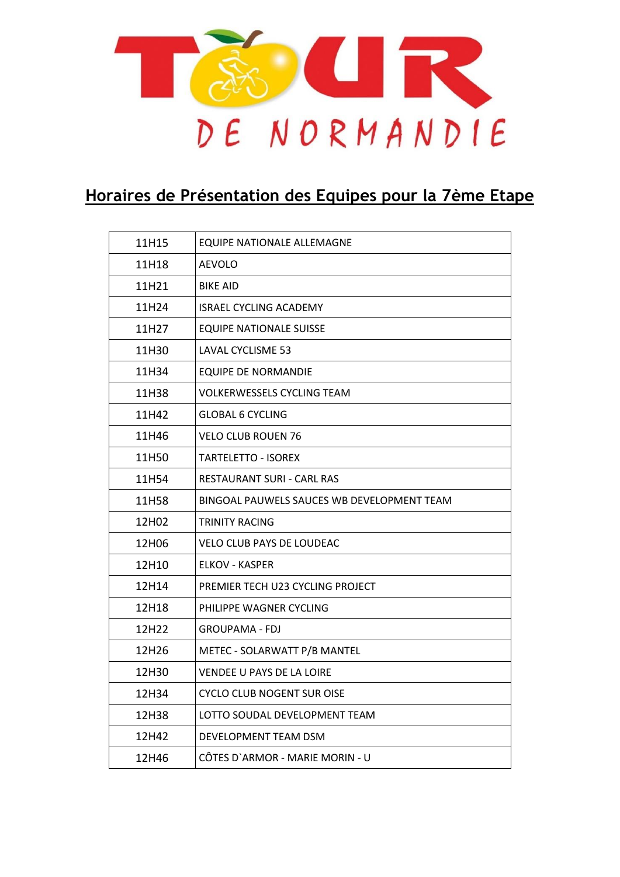TOUR DE NORMANDIE

# Horaires de Présentation des Equipes pour la 7ème Etape

| | |
|---|---|
| 11H15 | EQUIPE NATIONALE ALLEMAGNE |
| 11H18 | AEVOLO |
| 11H21 | BIKE AID |
| 11H24 | ISRAEL CYCLING ACADEMY |
| 11H27 | EQUIPE NATIONALE SUISSE |
| 11H30 | LAVAL CYCLISME 53 |
| 11H34 | EQUIPE DE NORMANDIE |
| 11H38 | VOLKERWESSELS CYCLING TEAM |
| 11H42 | GLOBAL 6 CYCLING |
| 11H46 | VELO CLUB ROUEN 76 |
| 11H50 | TARTELETTO - ISOREX |
| 11H54 | RESTAURANT SURI - CARL RAS |
| 11H58 | BINGOAL PAUWELS SAUCES WB DEVELOPMENT TEAM |
| 12H02 | TRINITY RACING |
| 12H06 | VELO CLUB PAYS DE LOUDEAC |
| 12H10 | ELKOV - KASPER |
| 12H14 | PREMIER TECH U23 CYCLING PROJECT |
| 12H18 | PHILIPPE WAGNER CYCLING |
| 12H22 | GROUPAMA - FDJ |
| 12H26 | METEC - SOLARWATT P/B MANTEL |
| 12H30 | VENDEE U PAYS DE LA LOIRE |
| 12H34 | CYCLO CLUB NOGENT SUR OISE |
| 12H38 | LOTTO SOUDAL DEVELOPMENT TEAM |
| 12H42 | DEVELOPMENT TEAM DSM |
| 12H46 | CÔTES D`ARMOR - MARIE MORIN - U |